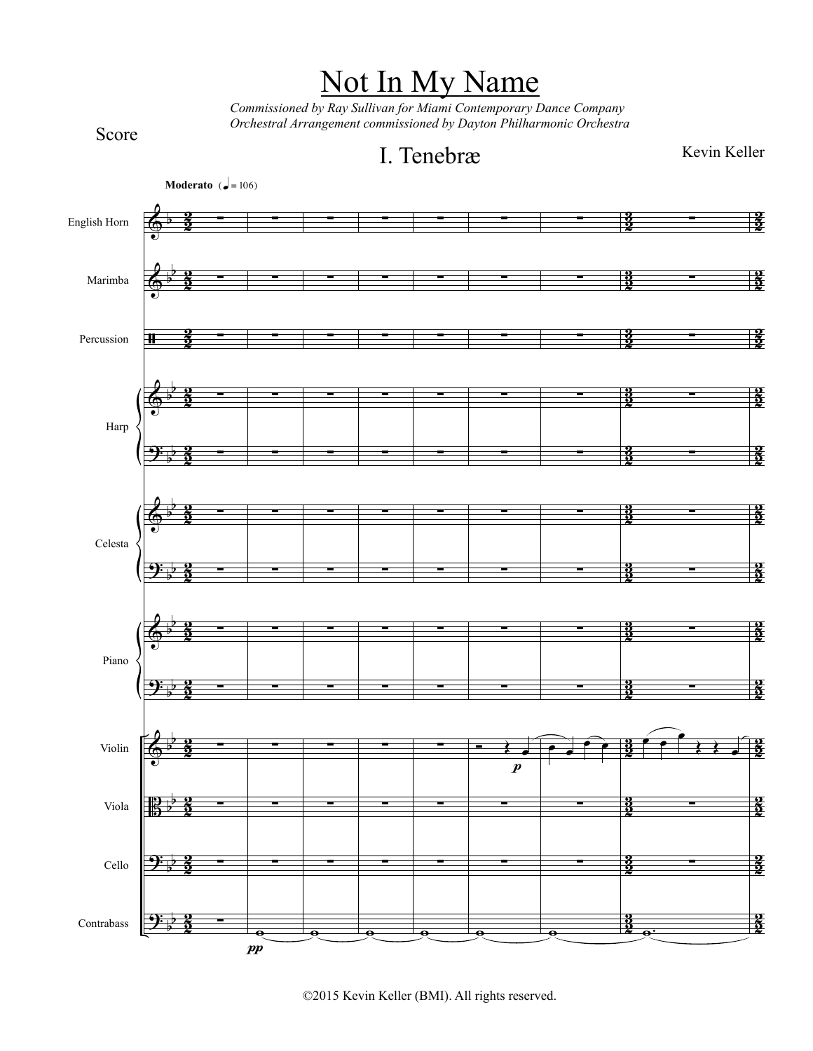# Not In My Name

*Commissioned by Ray Sullivan for Miami Contemporary Dance Company*
*Orchestral Arrangement commissioned by Dayton Philharmonic Orchestra*

Score

## I. Tenebræ

Kevin Keller

**Moderato** (♩ = 106)

English Horn

Marimba

Percussion

Harp

Celesta

Piano

Violin

Viola

Cello

Contrabass

©2015 Kevin Keller (BMI). All rights reserved.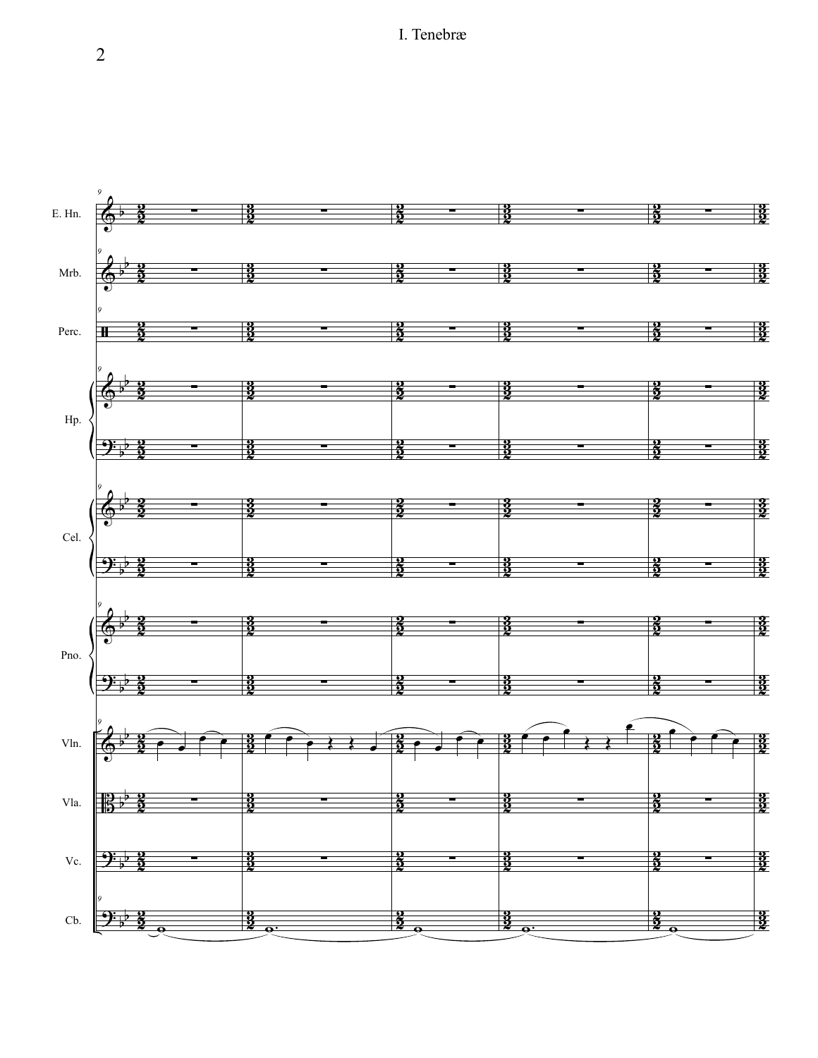I. Tenebræ

E. Hn.

Mrb.

Perc.

Hp.

Cel.

Pno.

Vln.

Vla.

Vc.

Cb.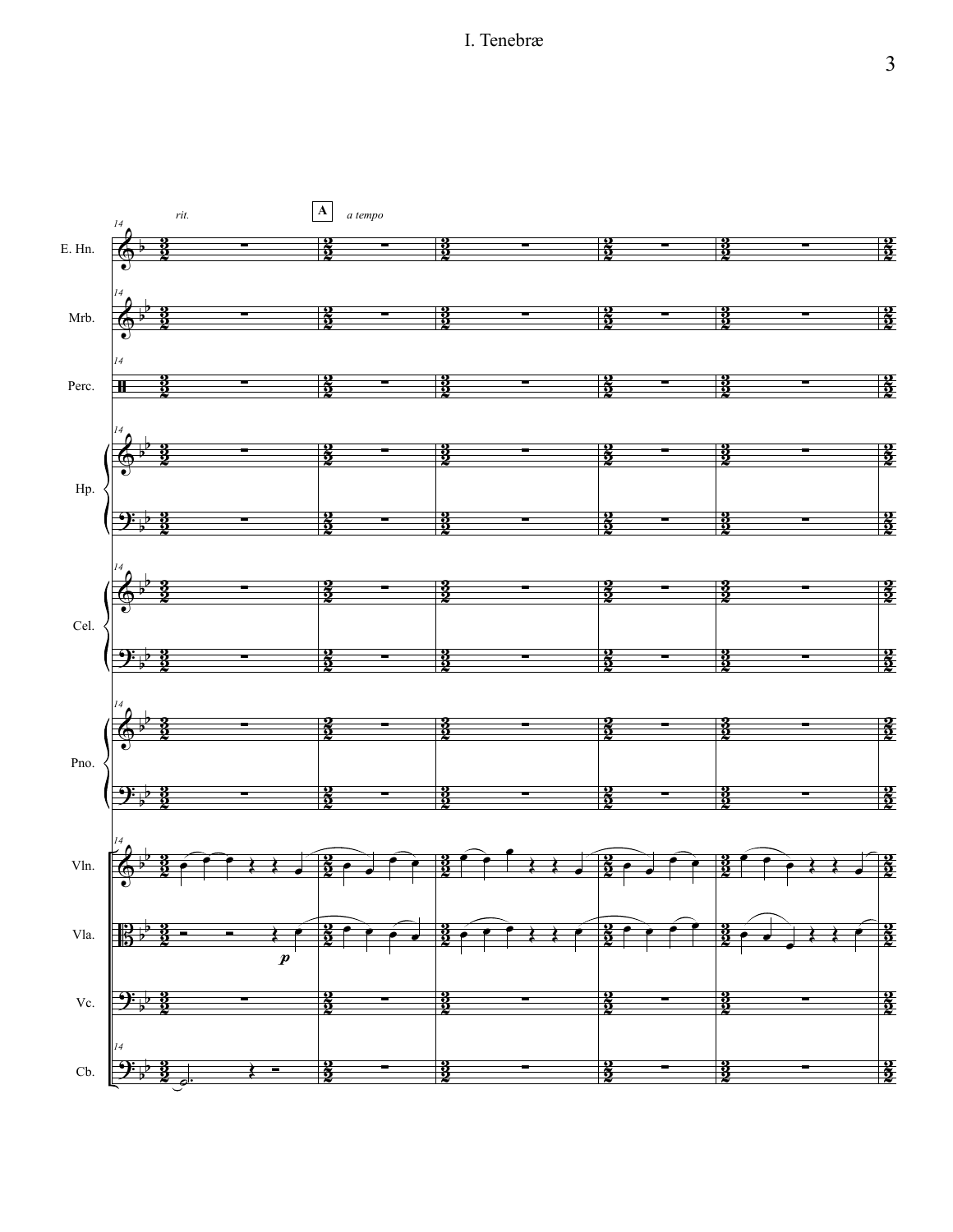# I. Tenebræ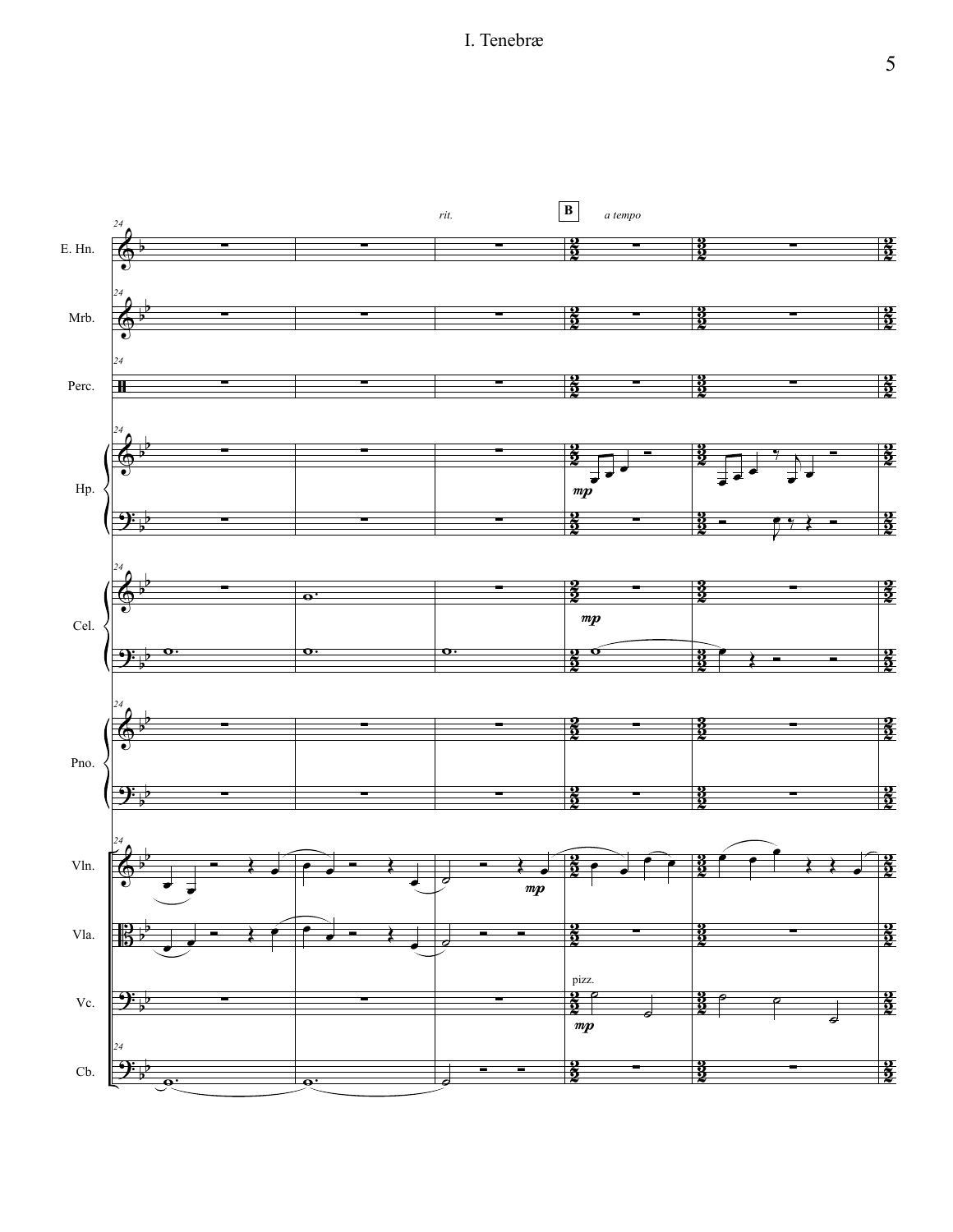I. Tenebræ

*rit.*

**B**

*a tempo*

E. Hn.

Mrb.

Perc.

Hp.

*mp*

Cel.

*mp*

Pno.

Vln.

*mp*

Vla.

Vc.

pizz.

*mp*

Cb.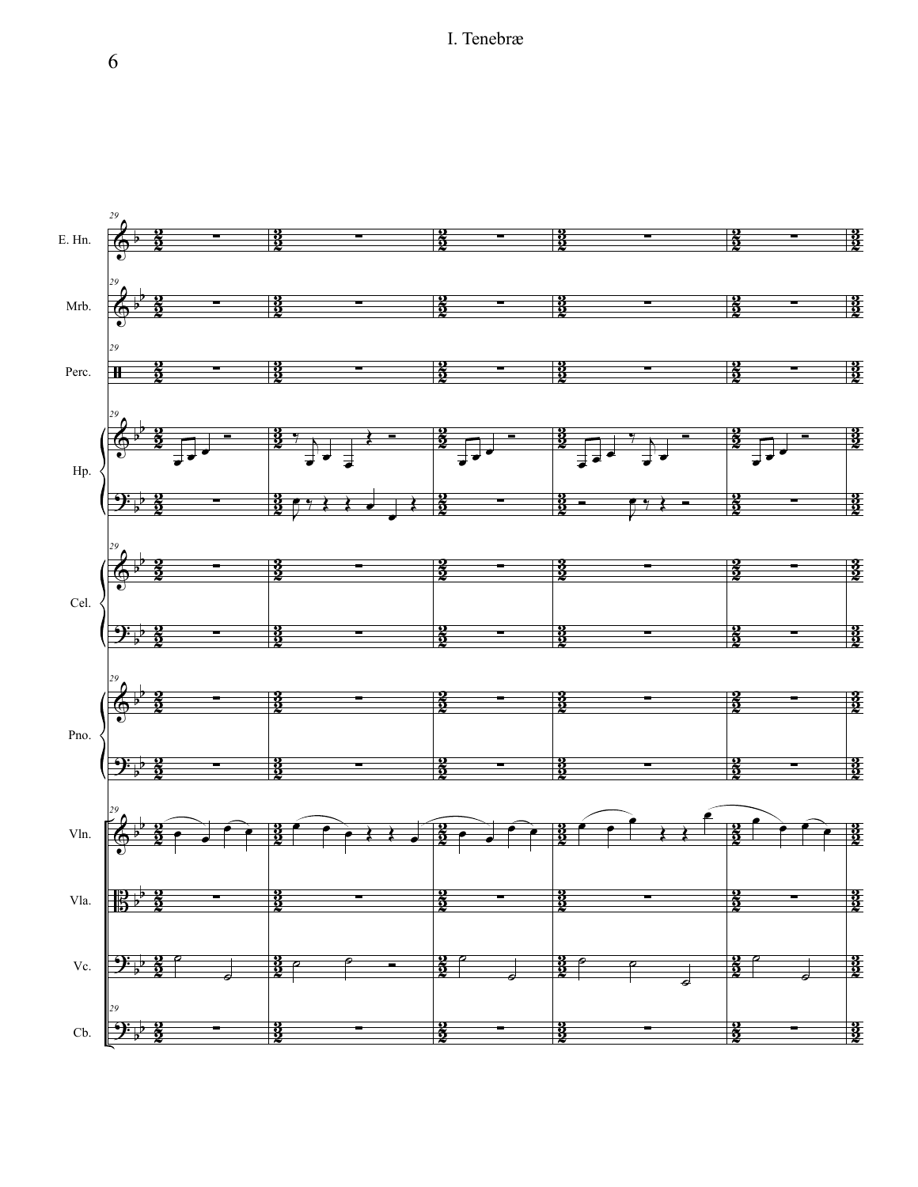I. Tenebræ

E. Hn.

Mrb.

Perc.

Hp.

Cel.

Pno.

Vln.

Vla.

Vc.

Cb.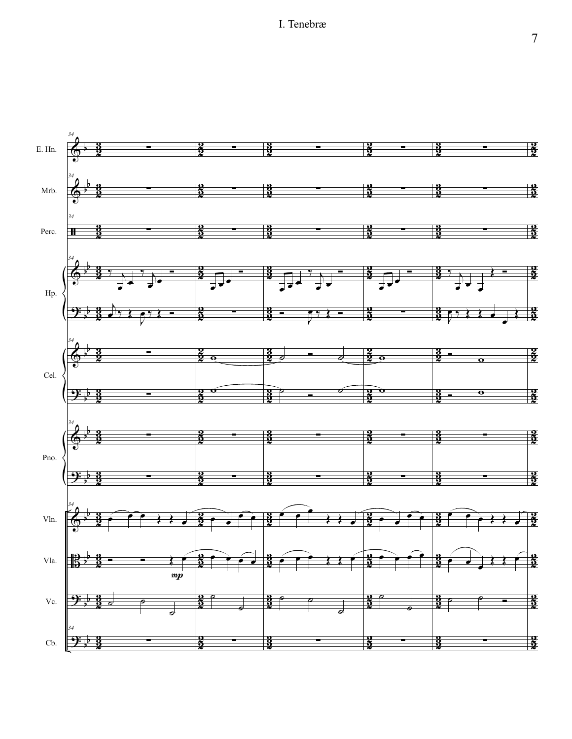I. Tenebræ

E. Hn.

Mrb.

Perc.

Hp.

Cel.

Pno.

Vln.

Vla.

Vc.

Cb.

*mp*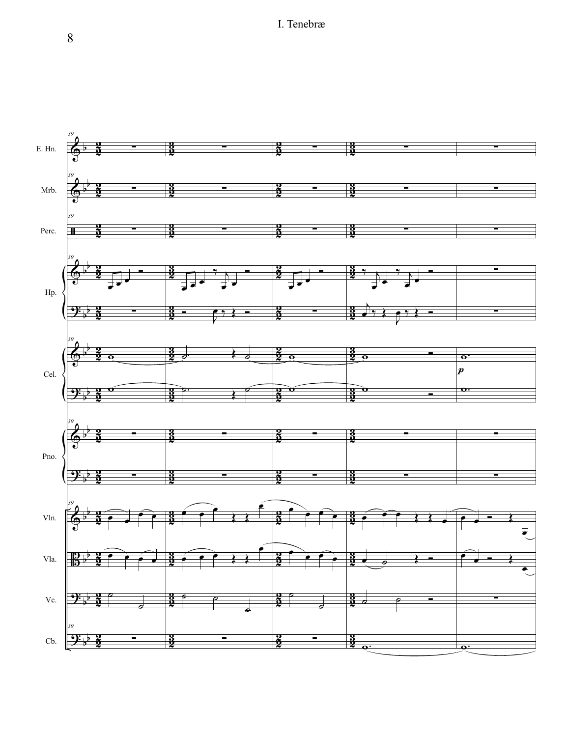I. Tenebræ

E. Hn.

Mrb.

Perc.

Hp.

Cel.

Pno.

Vln.

Vla.

Vc.

Cb.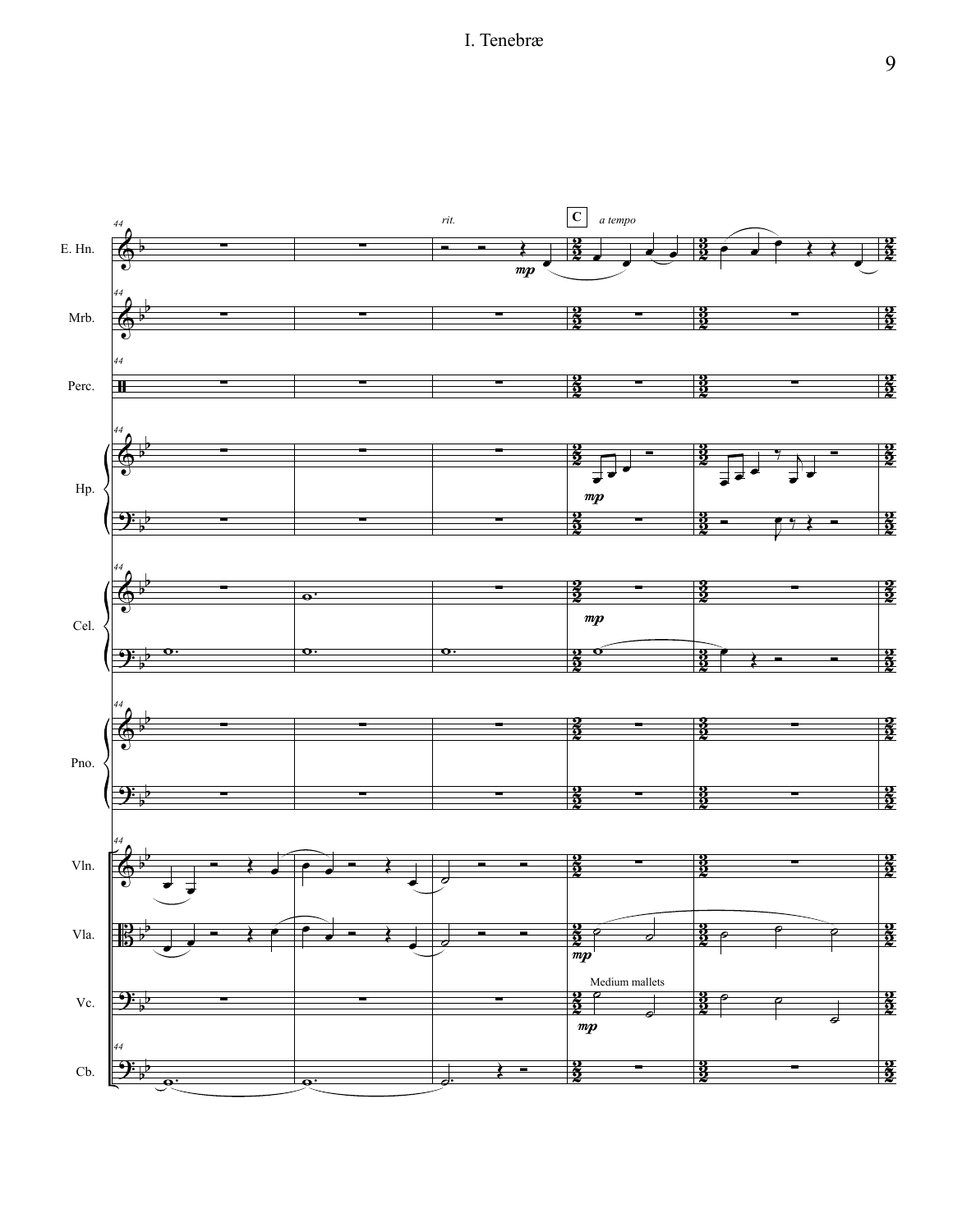# I. Tenebræ

E. Hn.

Mrb.

Perc.

Hp.

Cel.

Pno.

Vln.

Vla.

Vc.

Cb.

*rit.*

C *a tempo*

*mp*

Medium mallets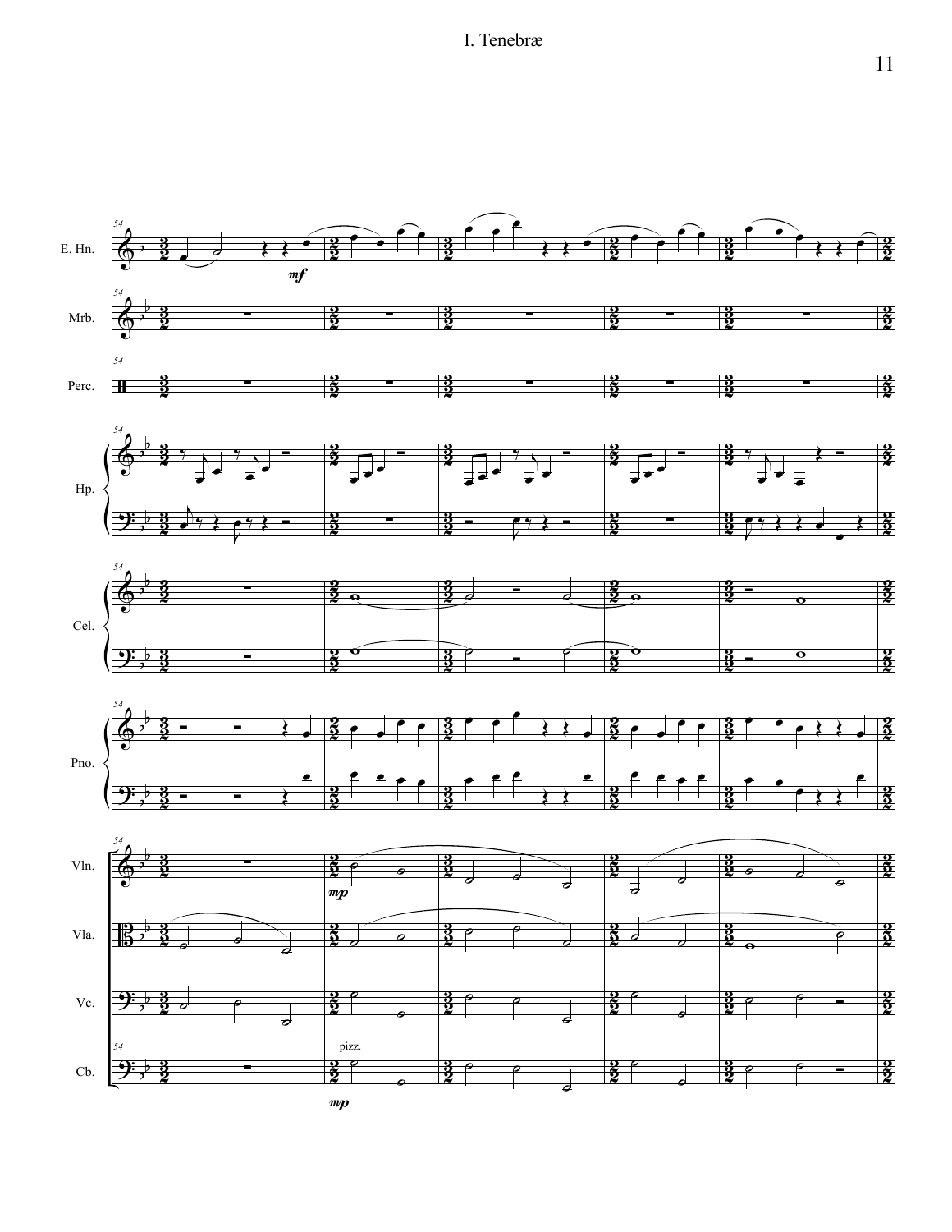I. Tenebræ

E. Hn.

Mrb.

Perc.

Hp.

Cel.

Pno.

Vln.

Vla.

Vc.

Cb.

*mf*

*mp*

pizz.

*mp*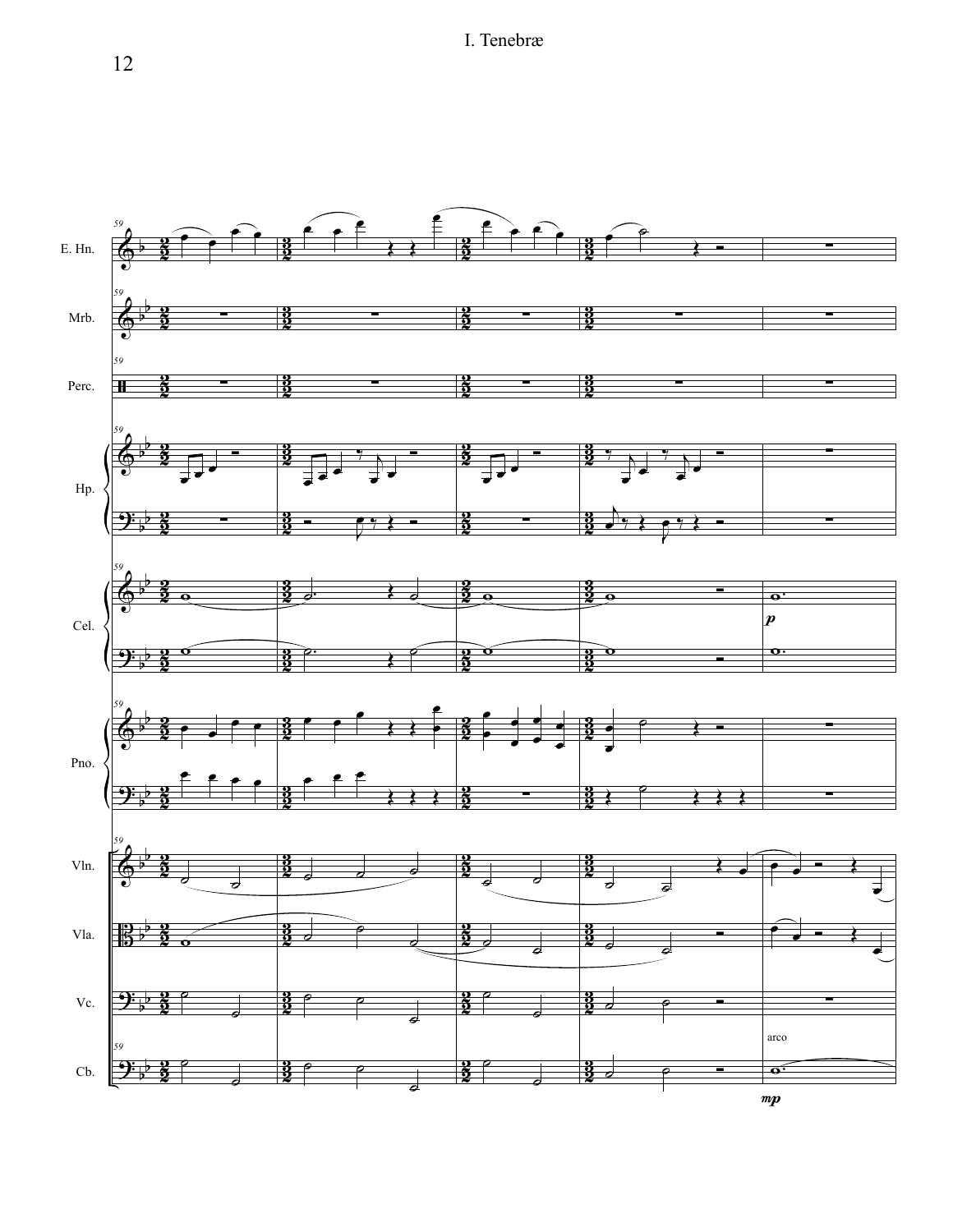E. Hn.

Mrb.

Perc.

Hp.

Cel.

Pno.

Vln.

Vla.

Vc.

Cb.

*p*

arco

*mp*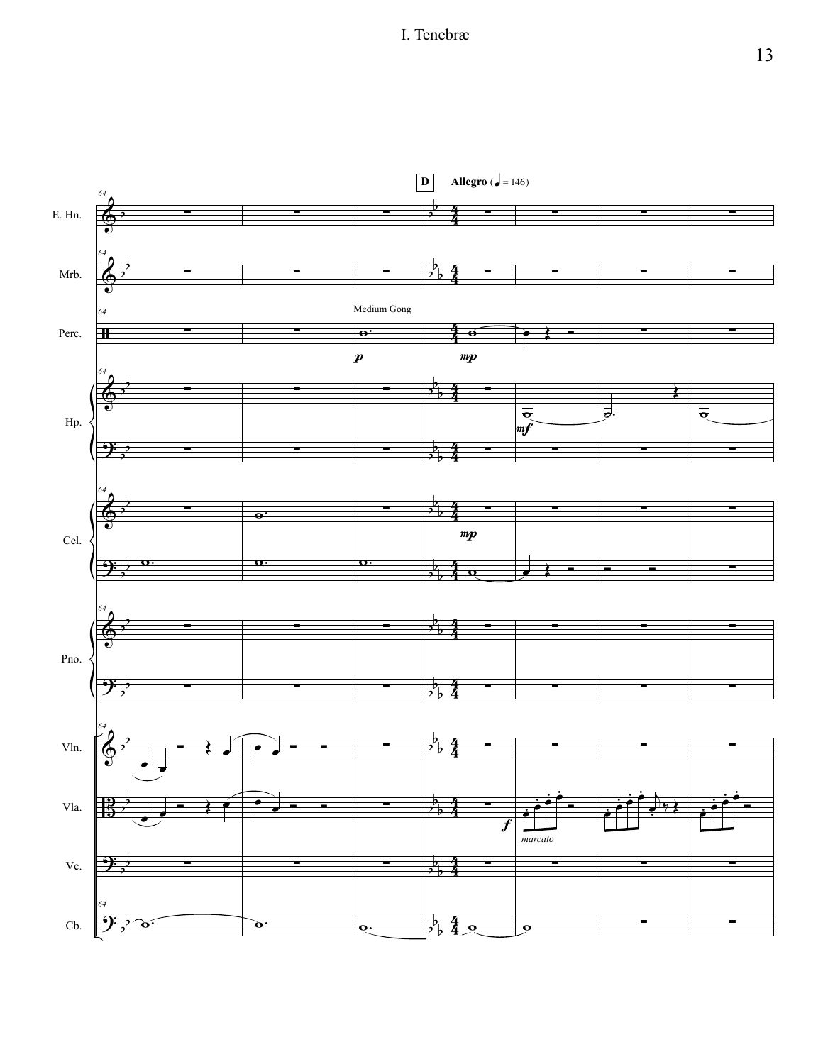# I. Tenebræ

D **Allegro** (♩ = 146)

E. Hn.

Mrb.

Perc. — Medium Gong — *p* — *mp*

Hp. — *mf*

Cel. — *mp*

Pno.

Vln.

Vla. — *f* — *marcato*

Vc.

Cb.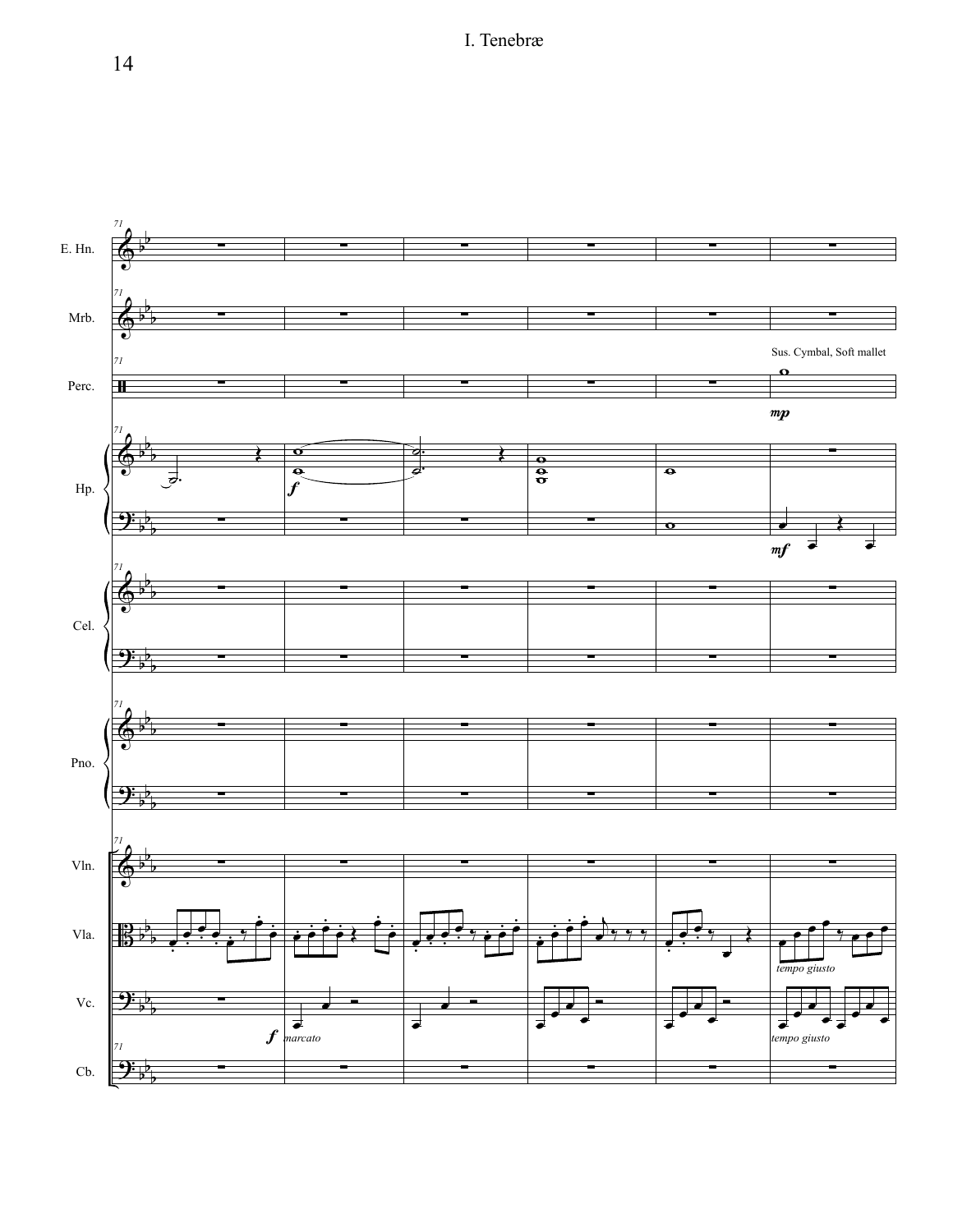I. Tenebræ

71

E. Hn.

Mrb.

Perc.

Sus. Cymbal, Soft mallet

*mp*

Hp.

*f*

*mf*

Cel.

Pno.

Vln.

Vla.

*tempo giusto*

Vc.

*f* *marcato*

*tempo giusto*

Cb.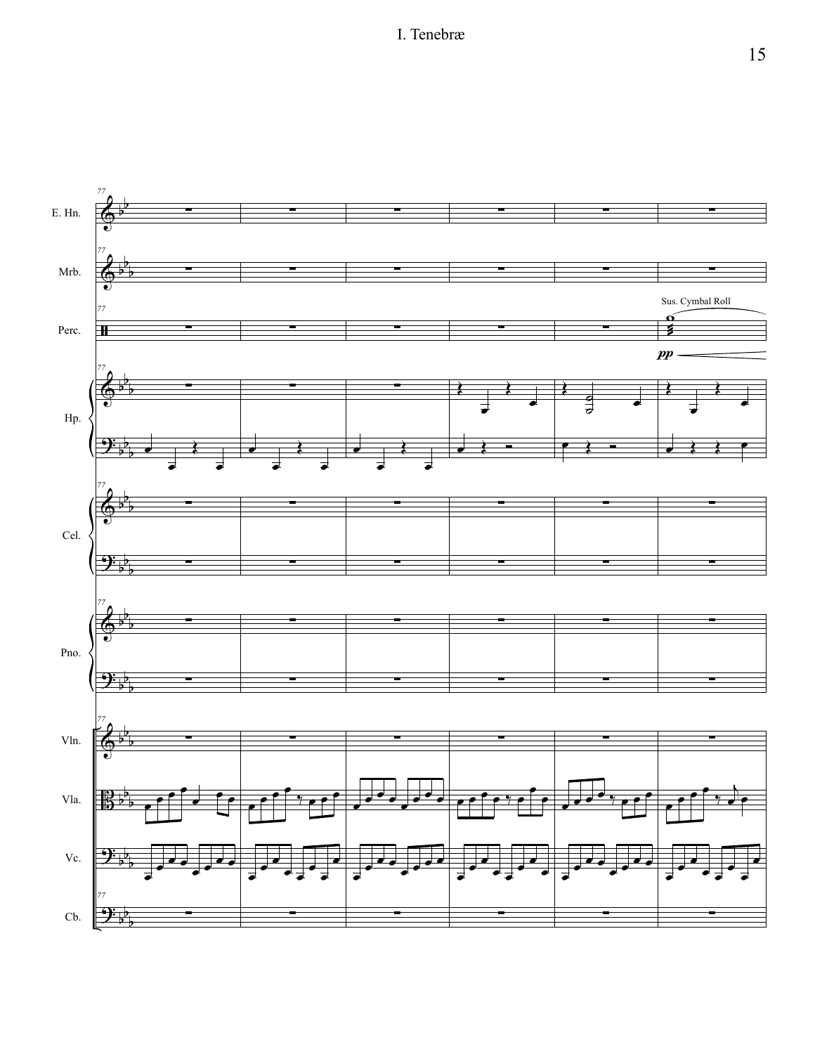# I. Tenebræ

E. Hn.

Mrb.

Perc.

Sus. Cymbal Roll

*pp*

Hp.

Cel.

Pno.

Vln.

Vla.

Vc.

Cb.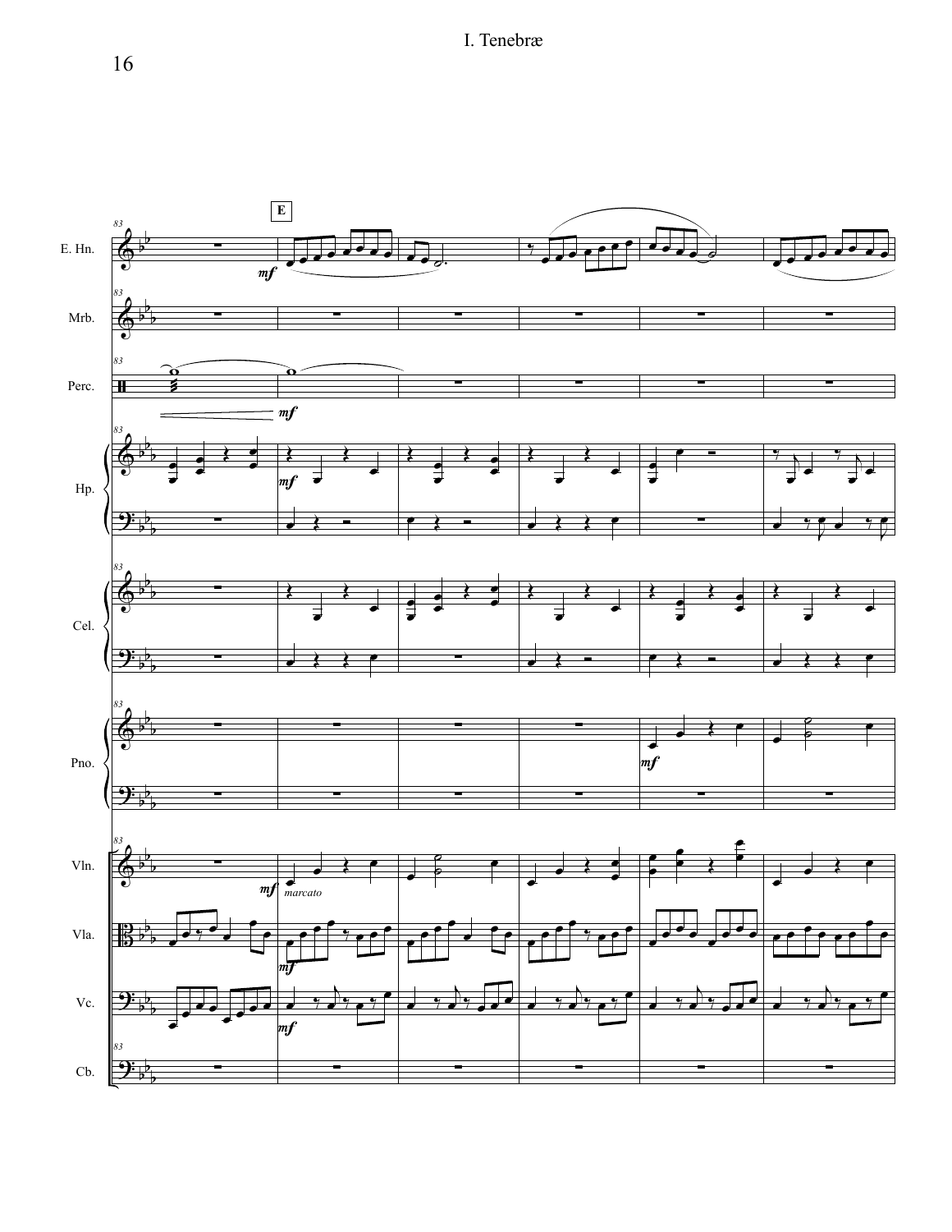E

E. Hn.

Mrb.

Perc.

Hp.

Cel.

Pno.

Vln.

Vla.

Vc.

Cb.

*mf*

*marcato*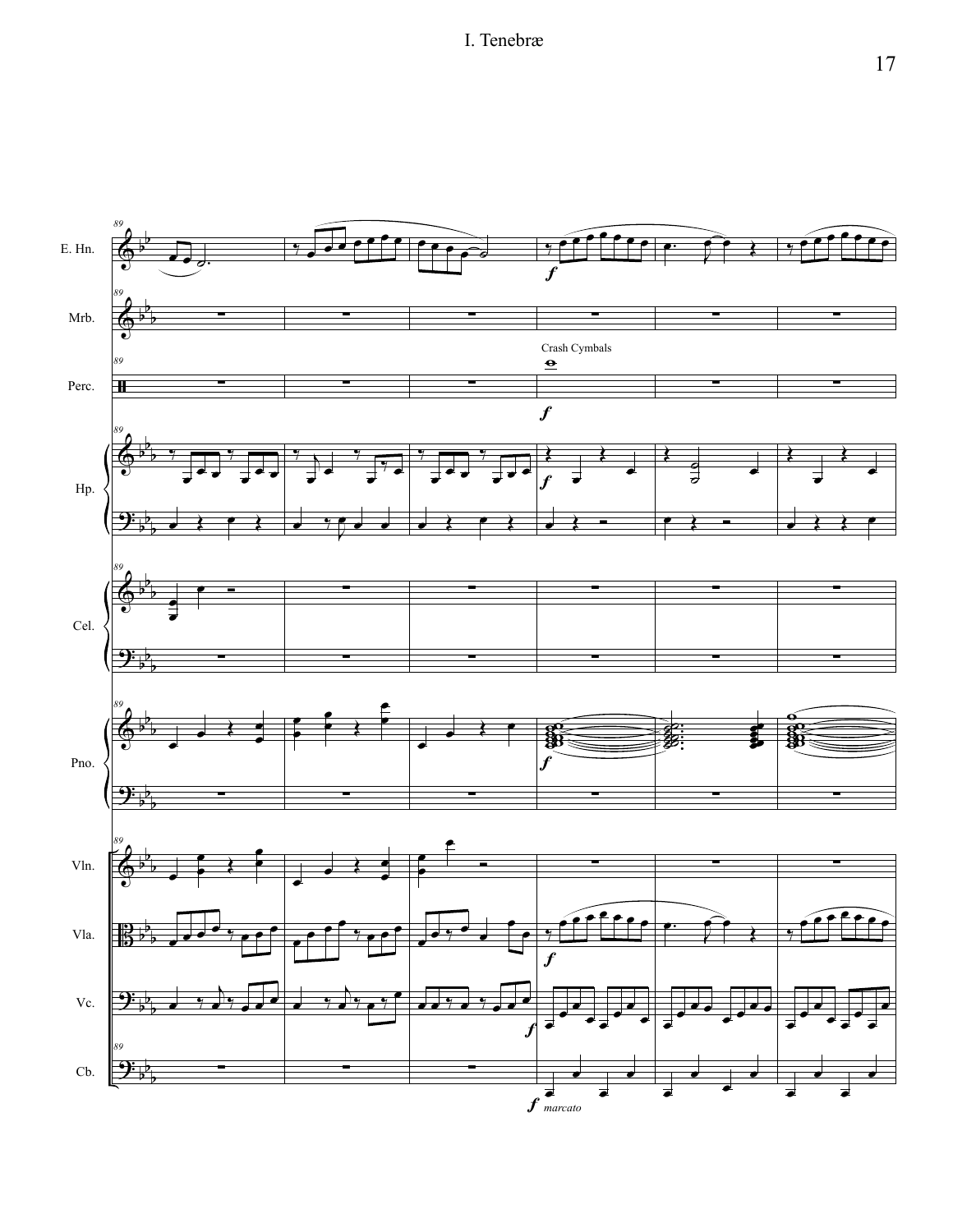# I. Tenebræ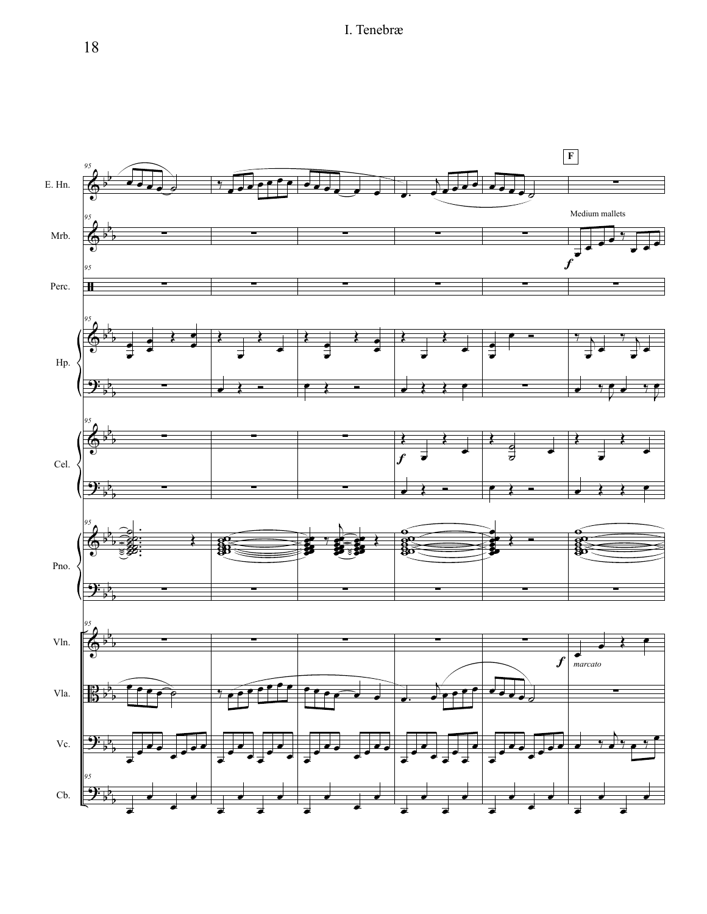I. Tenebræ

F

E. Hn.

Mrb.

Medium mallets

Perc.

Hp.

Cel.

Pno.

Vln.

*marcato*

Vla.

Vc.

Cb.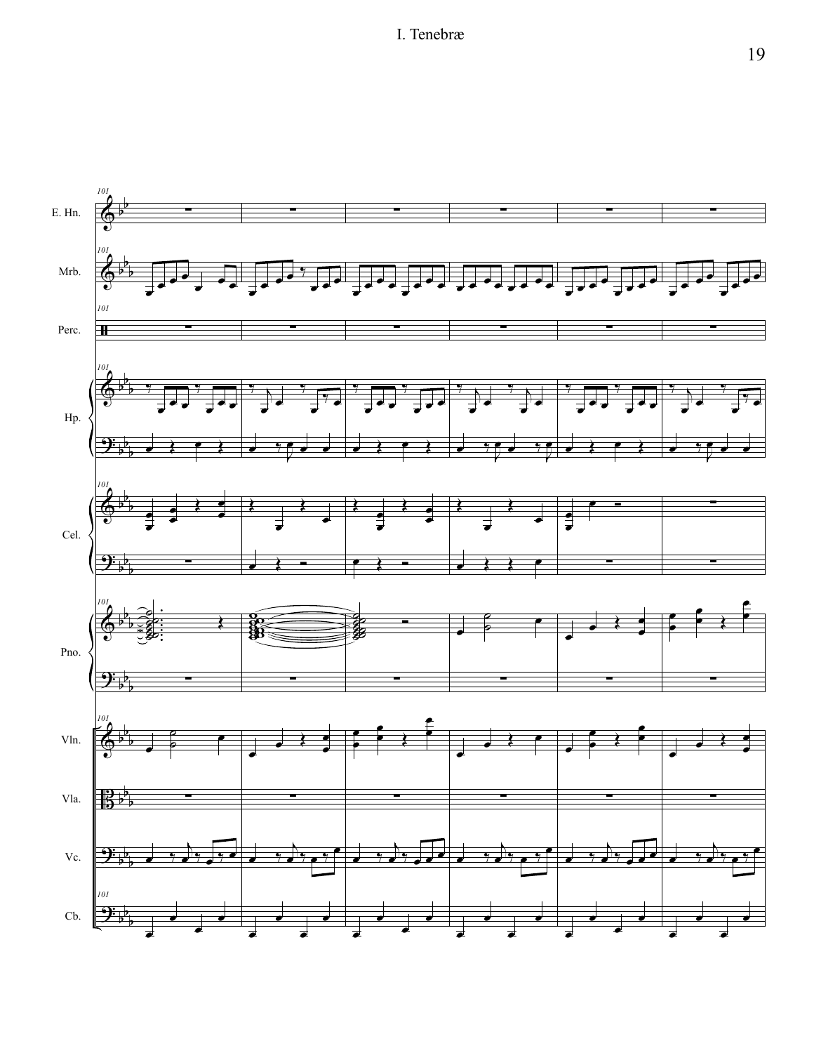# I. Tenebræ

E. Hn.

Mrb.

Perc.

Hp.

Cel.

Pno.

Vln.

Vla.

Vc.

Cb.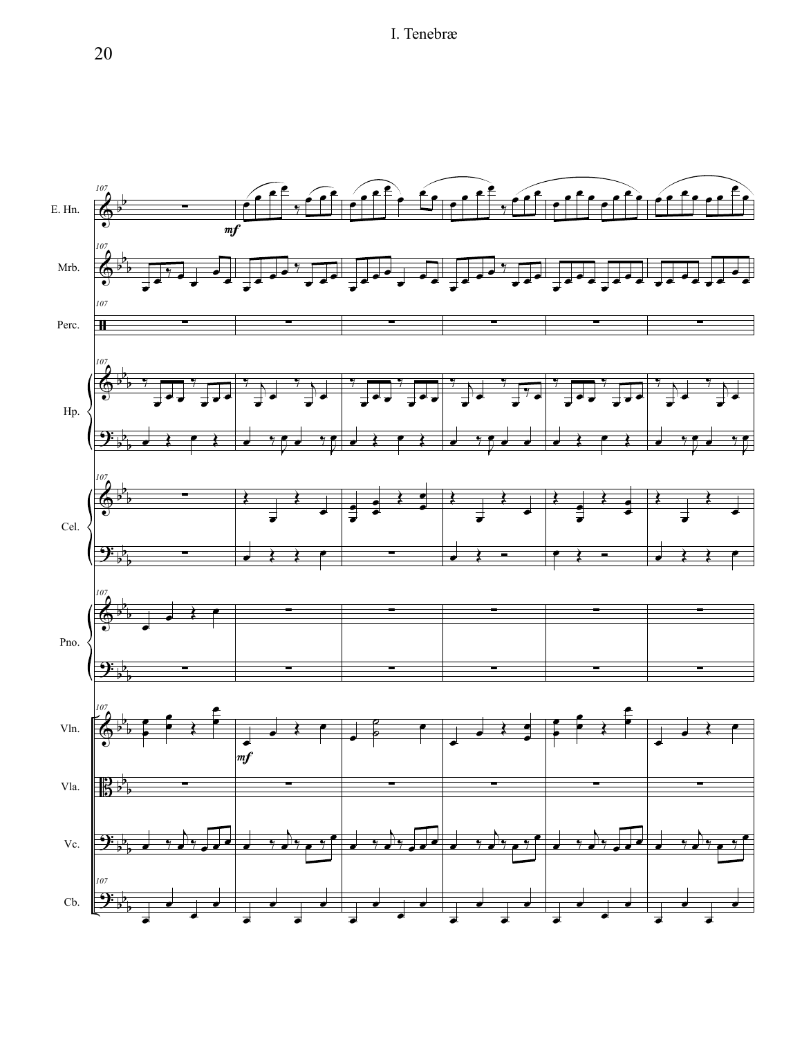I. Tenebræ

E. Hn.

Mrb.

Perc.

Hp.

Cel.

Pno.

Vln.

Vla.

Vc.

Cb.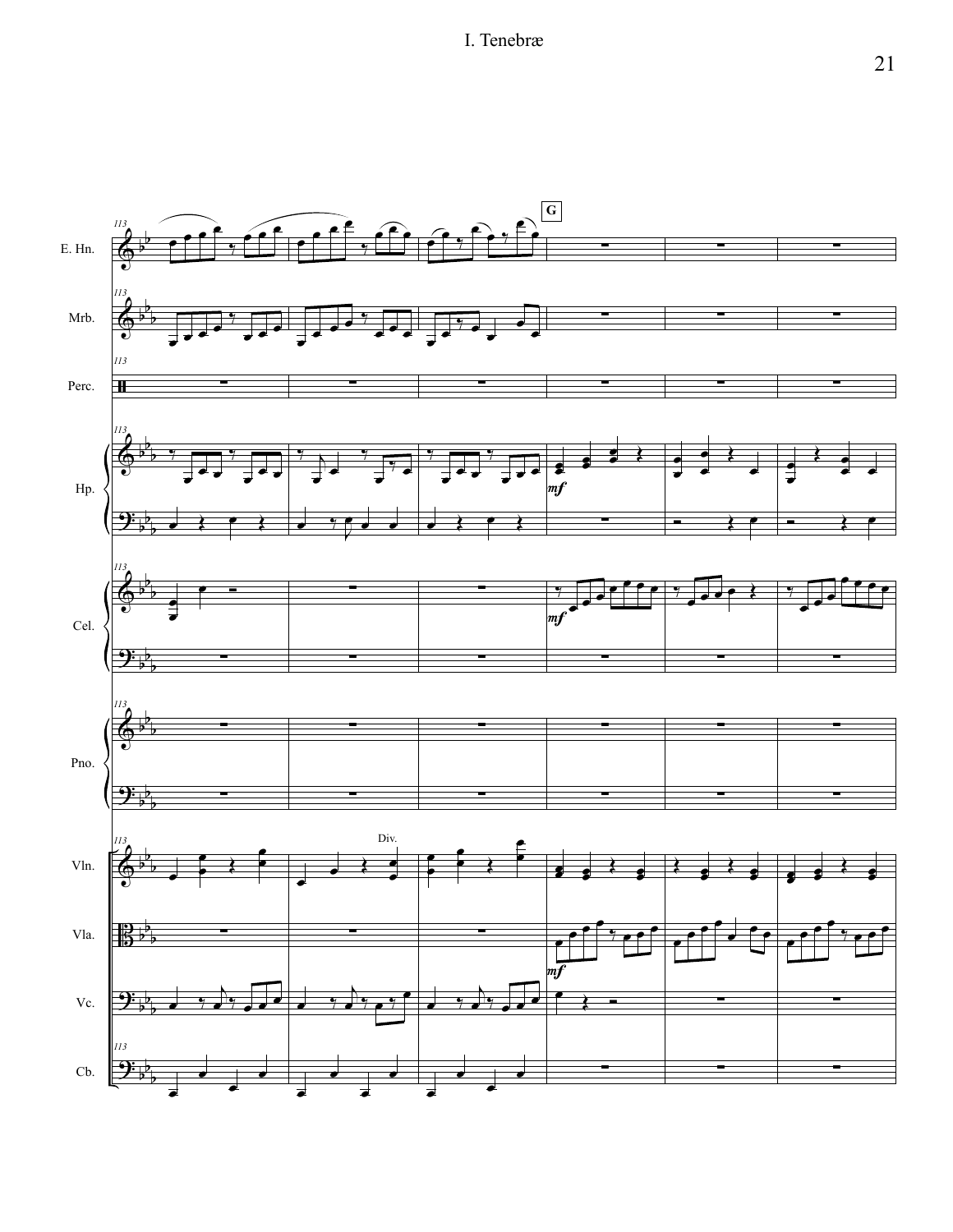# I. Tenebræ

113

G

E. Hn.

Mrb.

Perc.

Hp.

*mf*

Cel.

*mf*

Pno.

Div.

Vln.

Vla.

*mf*

Vc.

Cb.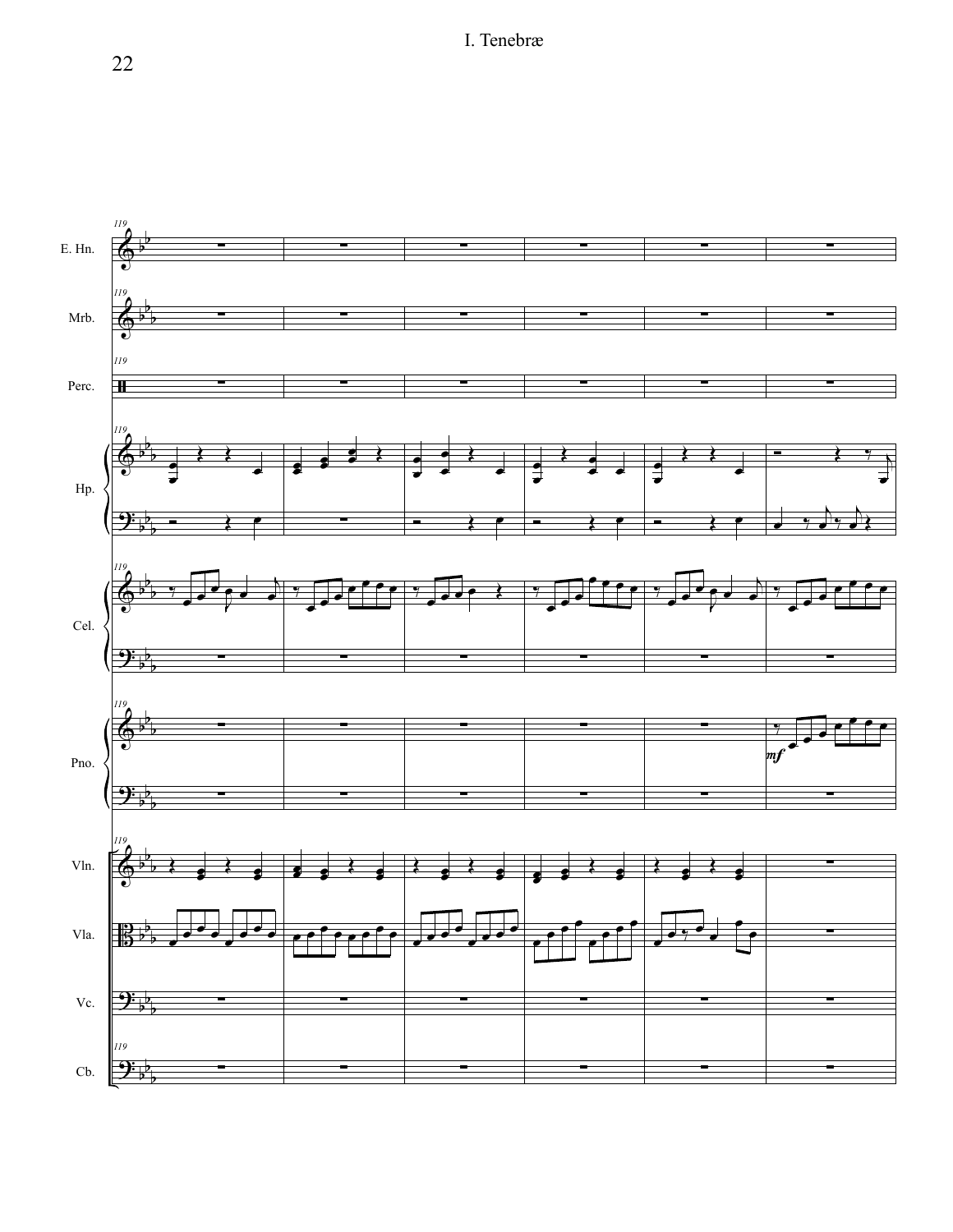I. Tenebræ

119

E. Hn.

Mrb.

Perc.

Hp.

Cel.

Pno.

*mf*

Vln.

Vla.

Vc.

Cb.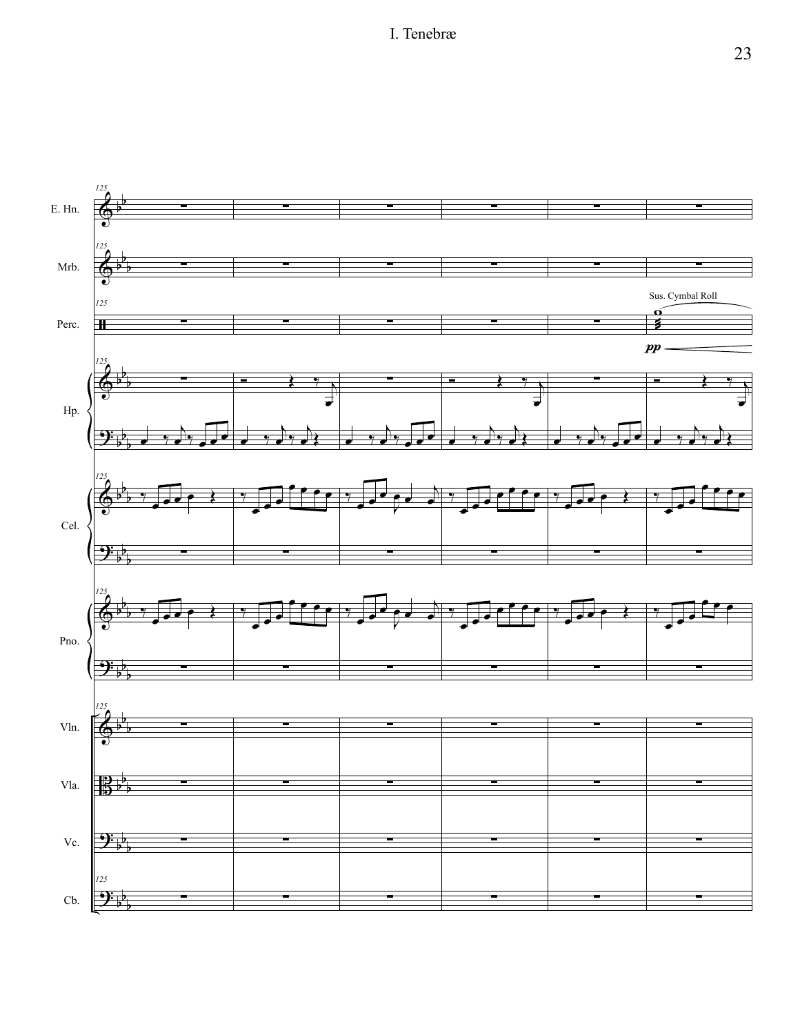Sus. Cymbal Roll

*pp*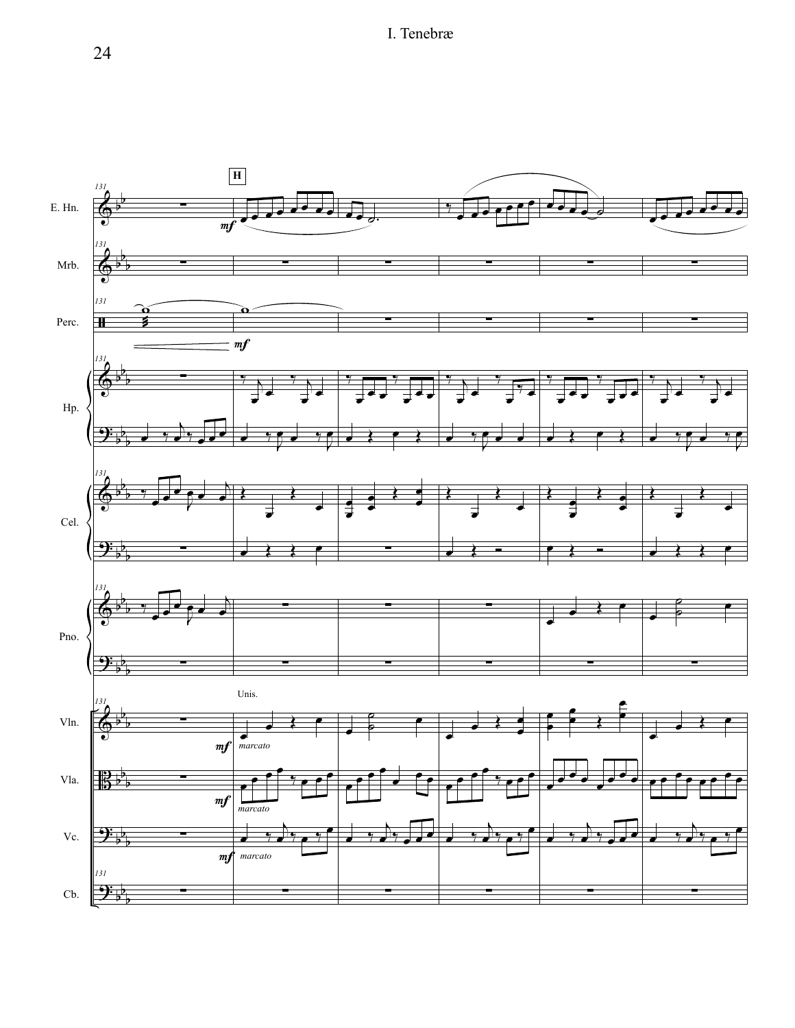# I. Tenebræ

**H**

E. Hn.

Mrb.

Perc.

Hp.

Cel.

Pno.

Unis.

Vln.

Vla.

Vc.

Cb.

*mf*

*marcato*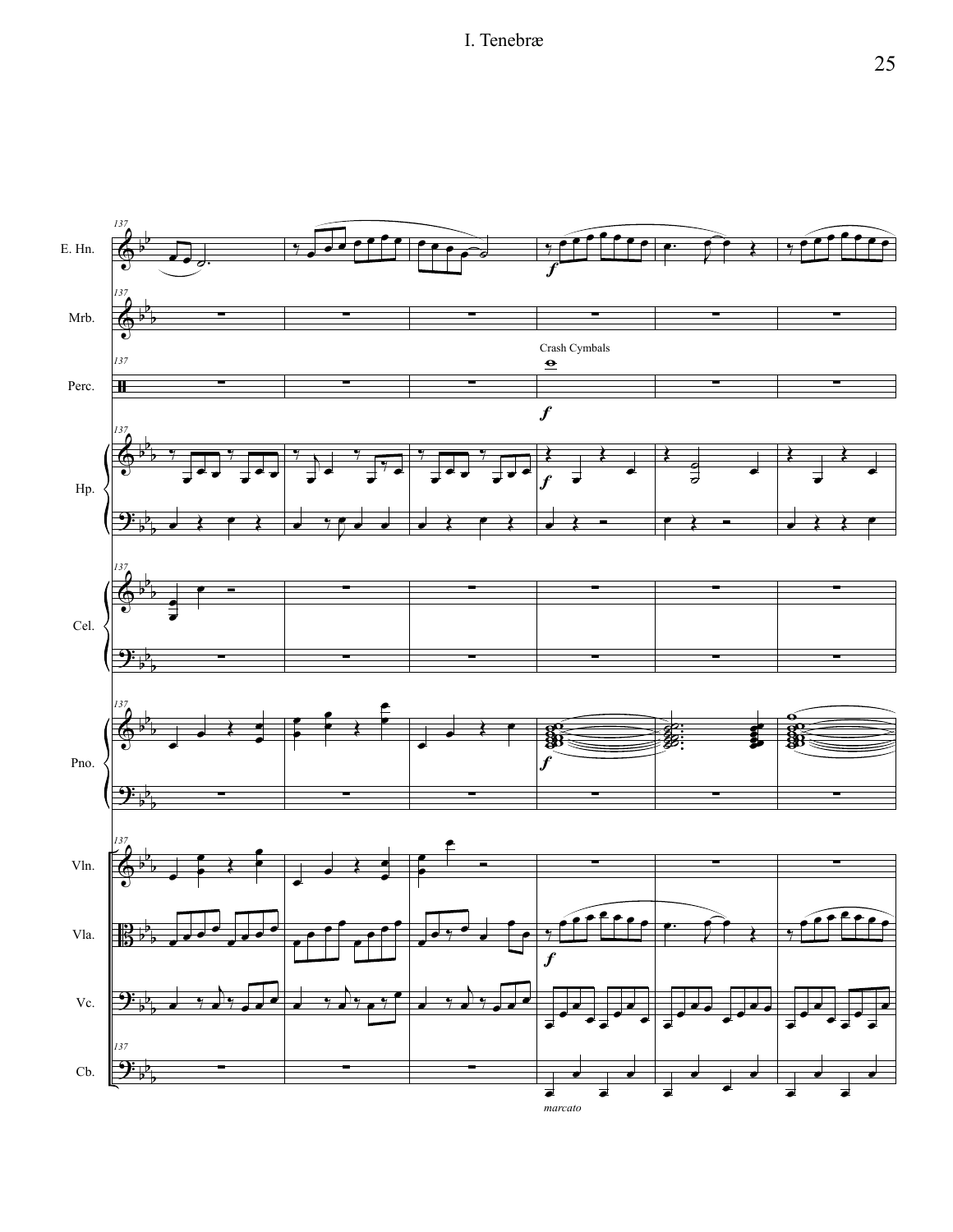# I. Tenebræ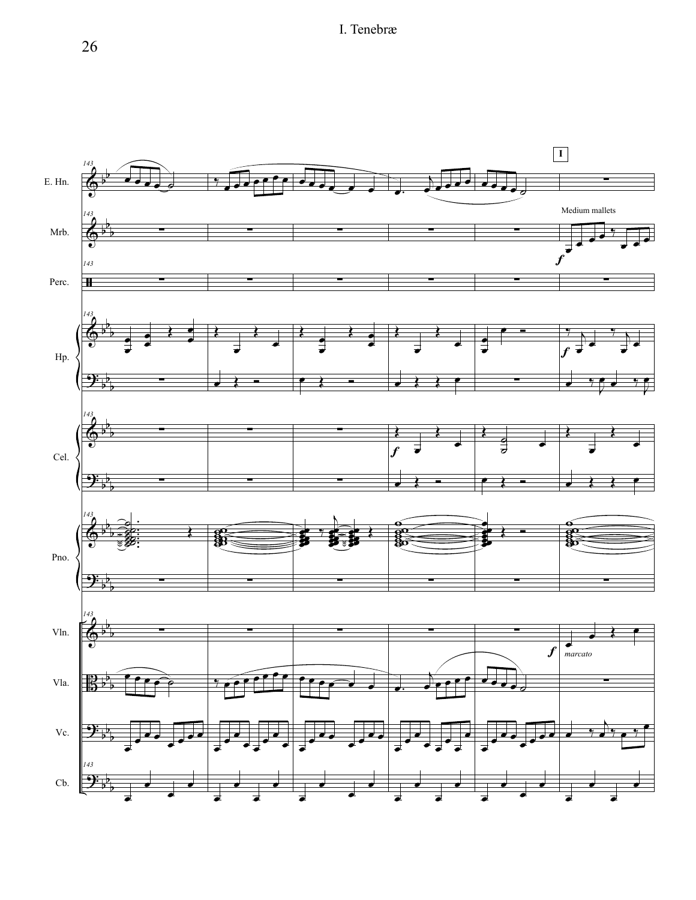I. Tenebræ

I

E. Hn.

Mrb.

Medium mallets

*f*

Perc.

Hp.

*f*

Cel.

*f*

Pno.

Vln.

*f* *marcato*

Vla.

Vc.

Cb.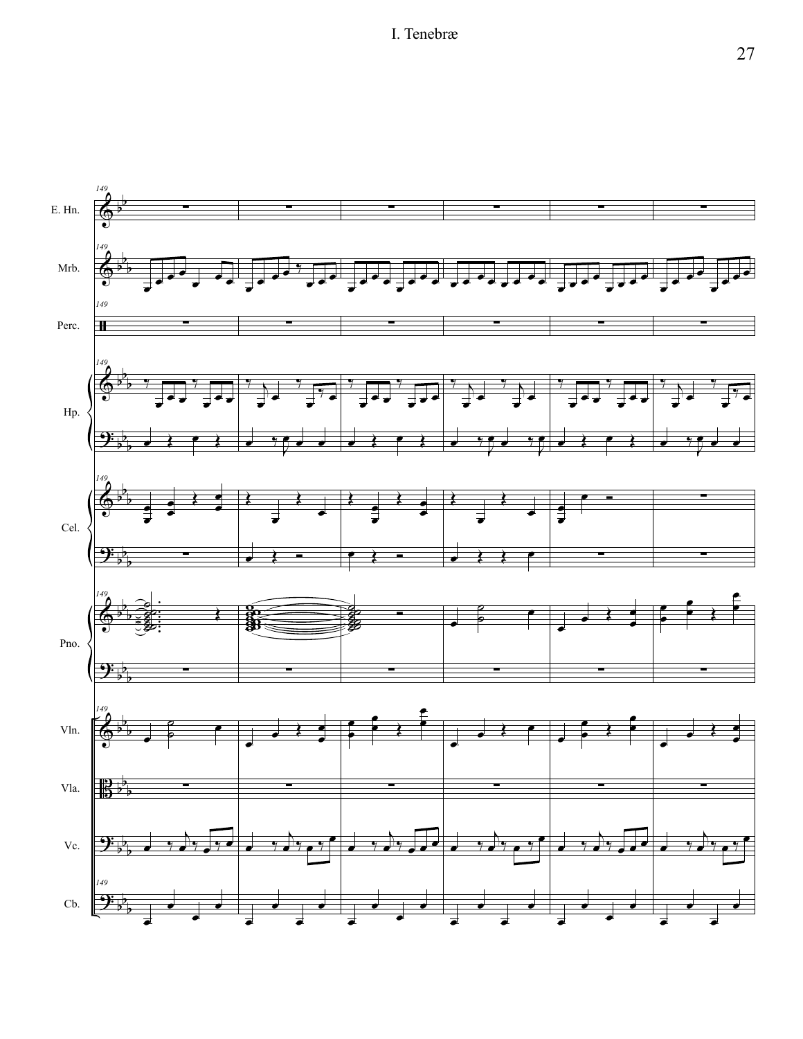I. Tenebræ

E. Hn.

Mrb.

Perc.

Hp.

Cel.

Pno.

Vln.

Vla.

Vc.

Cb.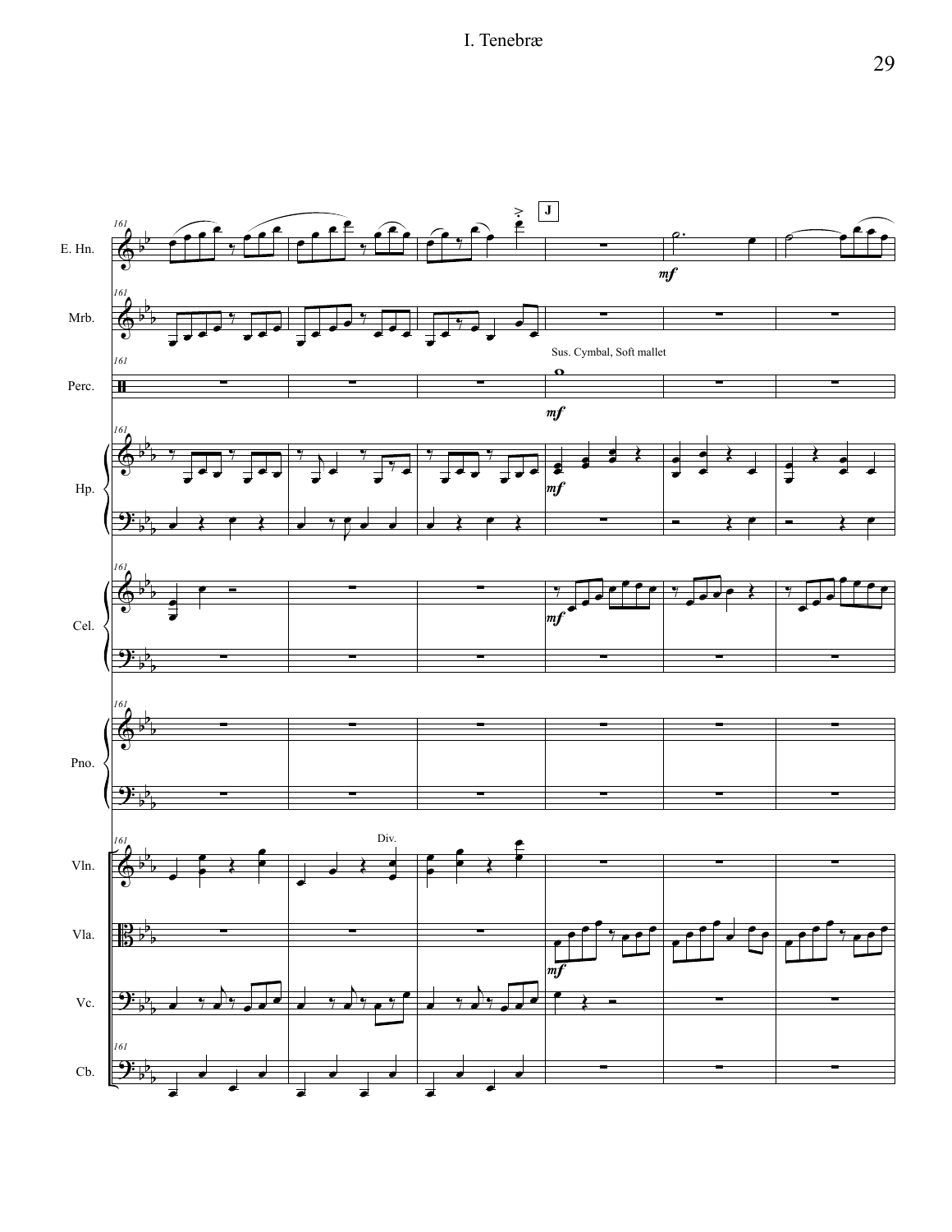# I. Tenebræ

E. Hn.

Mrb.

Perc.

Hp.

Cel.

Pno.

Vln.

Vla.

Vc.

Cb.

**J**

Sus. Cymbal, Soft mallet

Div.

*mf*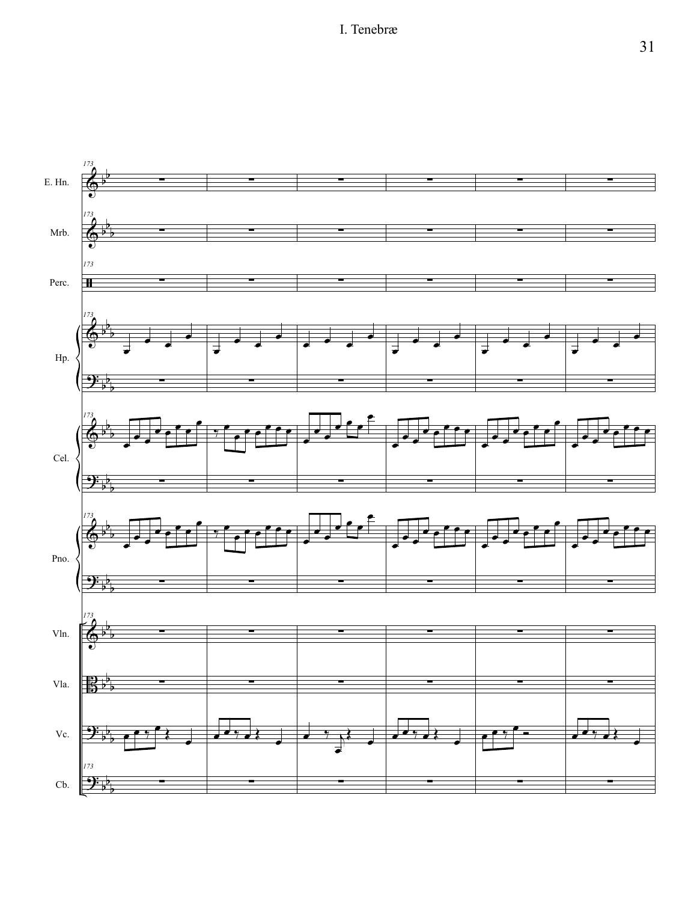173

E. Hn.

Mrb.

Perc.

Hp.

Cel.

Pno.

Vln.

Vla.

Vc.

Cb.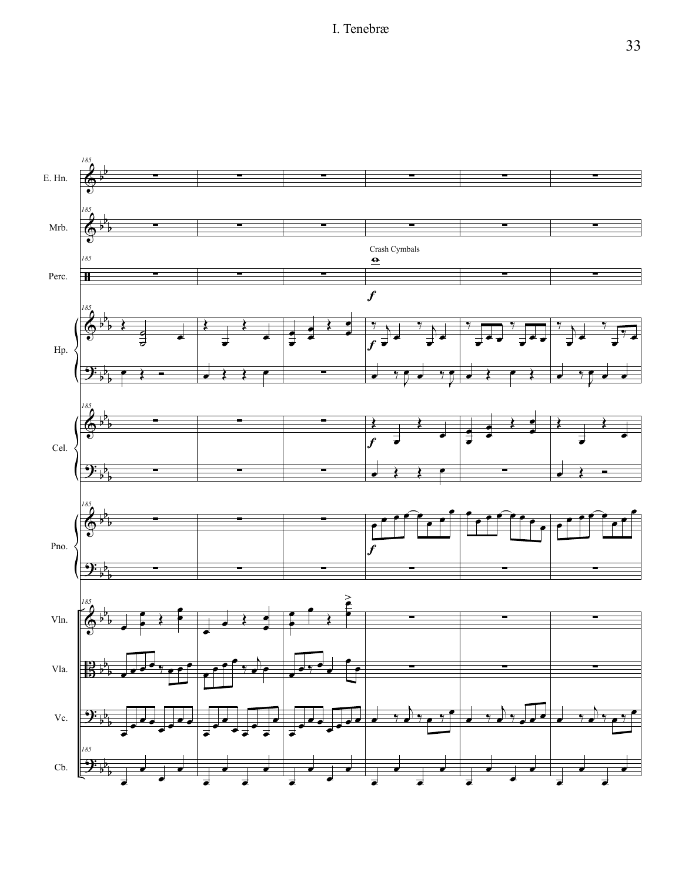I. Tenebræ

E. Hn.

Mrb.

Perc.

Crash Cymbals

*f*

Hp.

Cel.

Pno.

Vln.

Vla.

Vc.

Cb.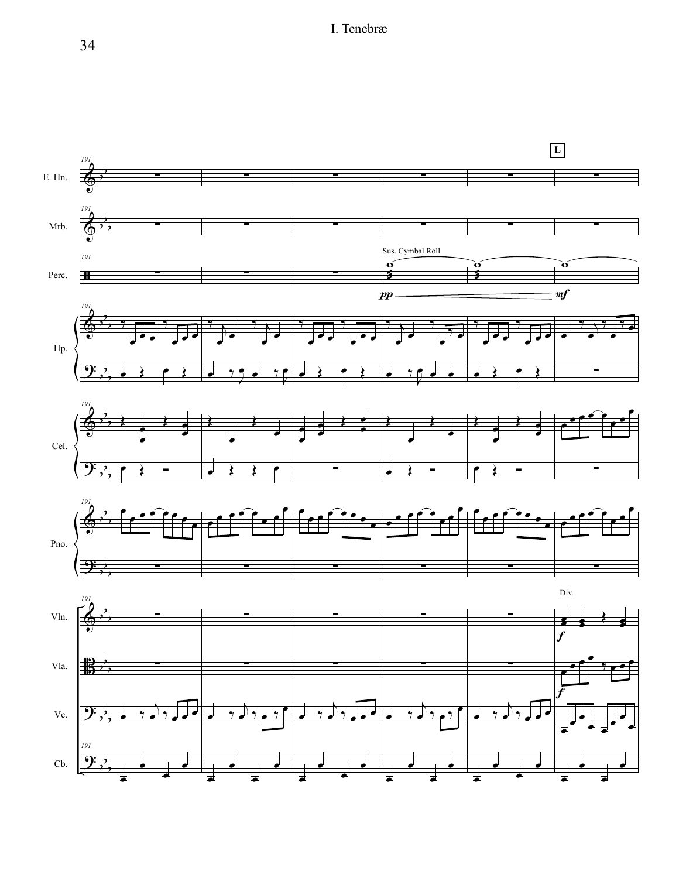L

E. Hn.

Mrb.

Perc.

Sus. Cymbal Roll

*pp* *mf*

Hp.

Cel.

Pno.

Vln.

Div.

*f*

Vla.

*f*

Vc.

Cb.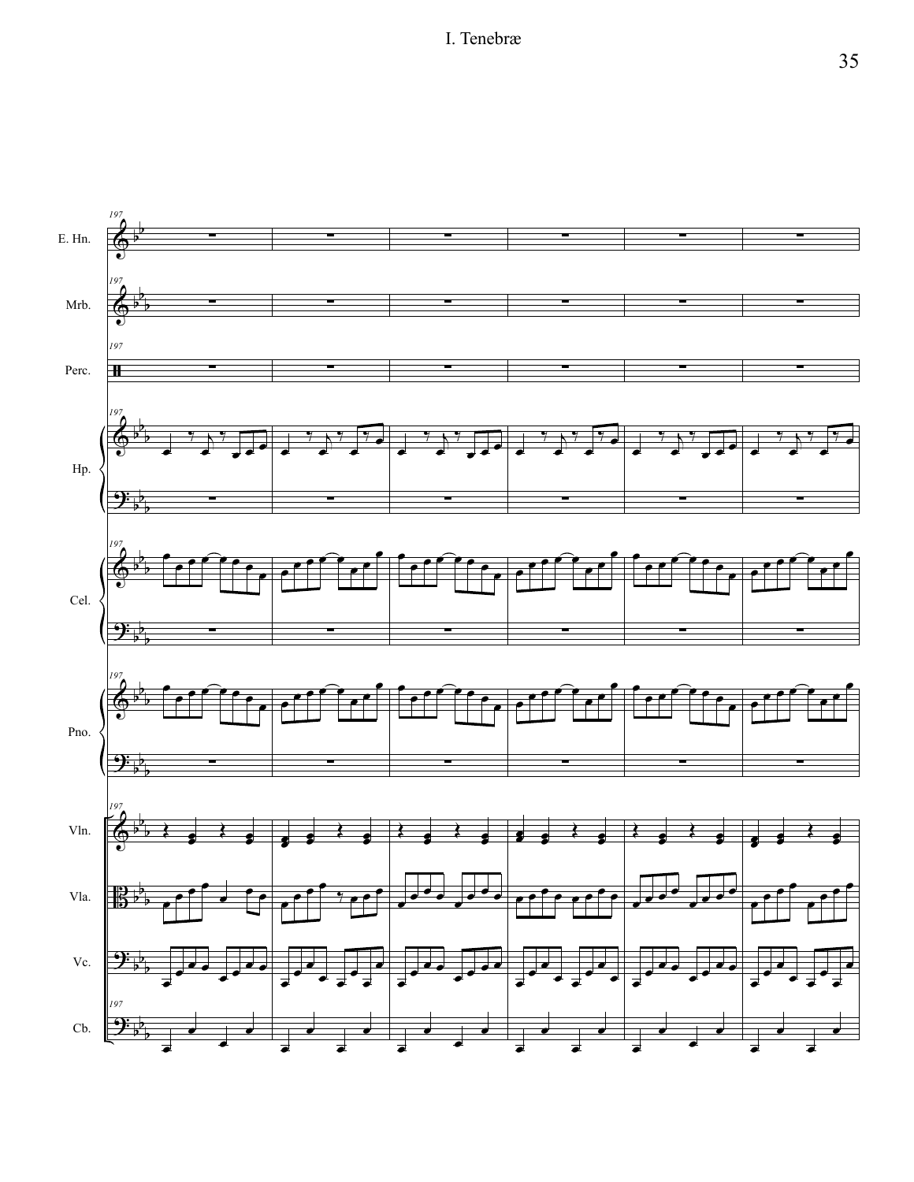197

E. Hn.

Mrb.

Perc.

Hp.

Cel.

Pno.

Vln.

Vla.

Vc.

Cb.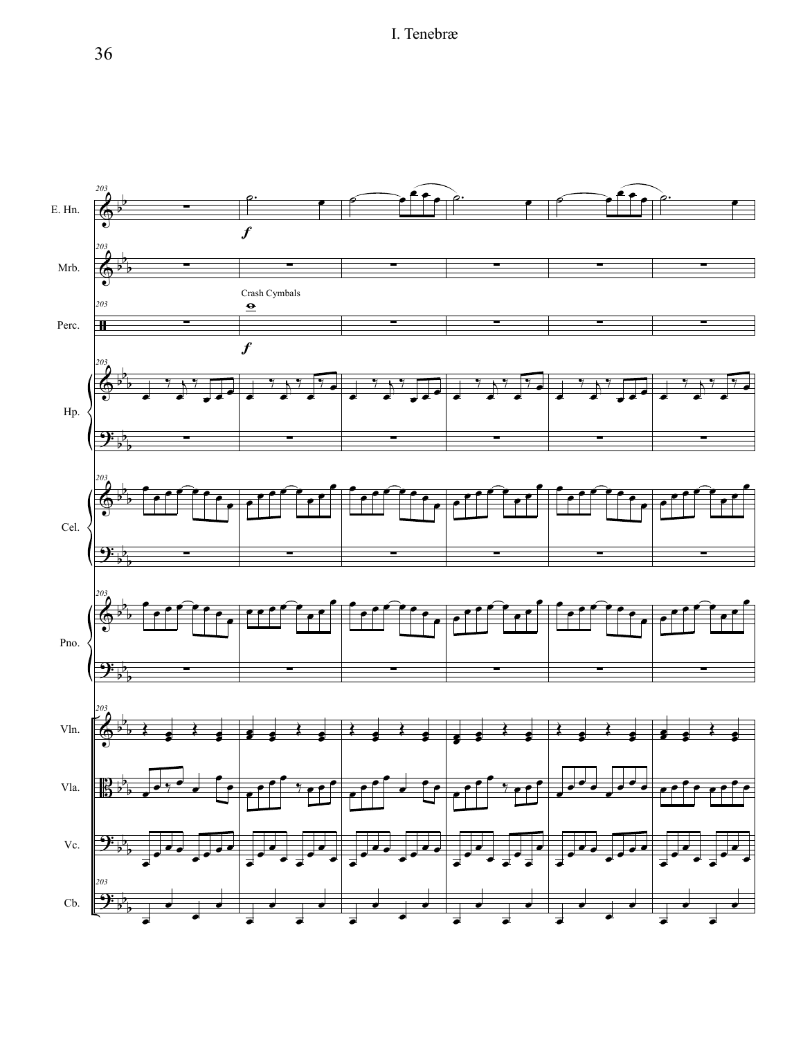I. Tenebræ

E. Hn.

Mrb.

Perc.

Crash Cymbals

Hp.

Cel.

Pno.

Vln.

Vla.

Vc.

Cb.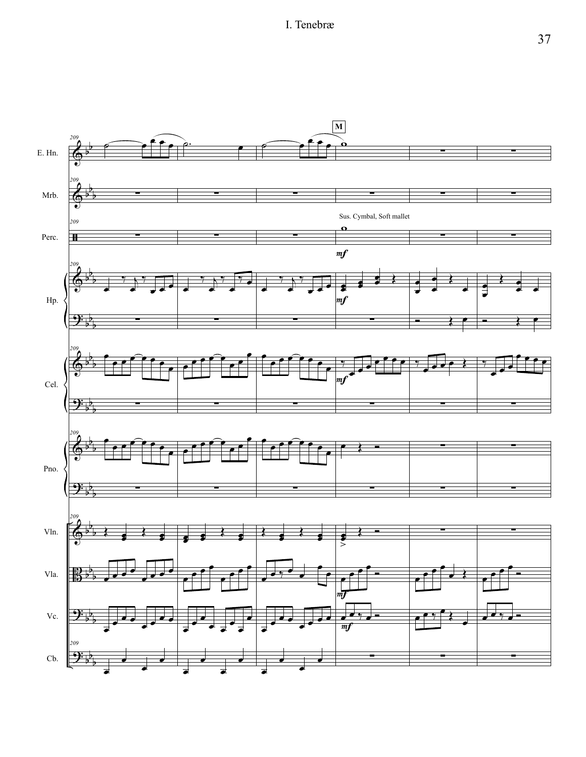I. Tenebræ

M

E. Hn.

Mrb.

Sus. Cymbal, Soft mallet

Perc.

*mf*

Hp.

*mf*

Cel.

*mf*

Pno.

Vln.

Vla.

*mf*

Vc.

*mf*

Cb.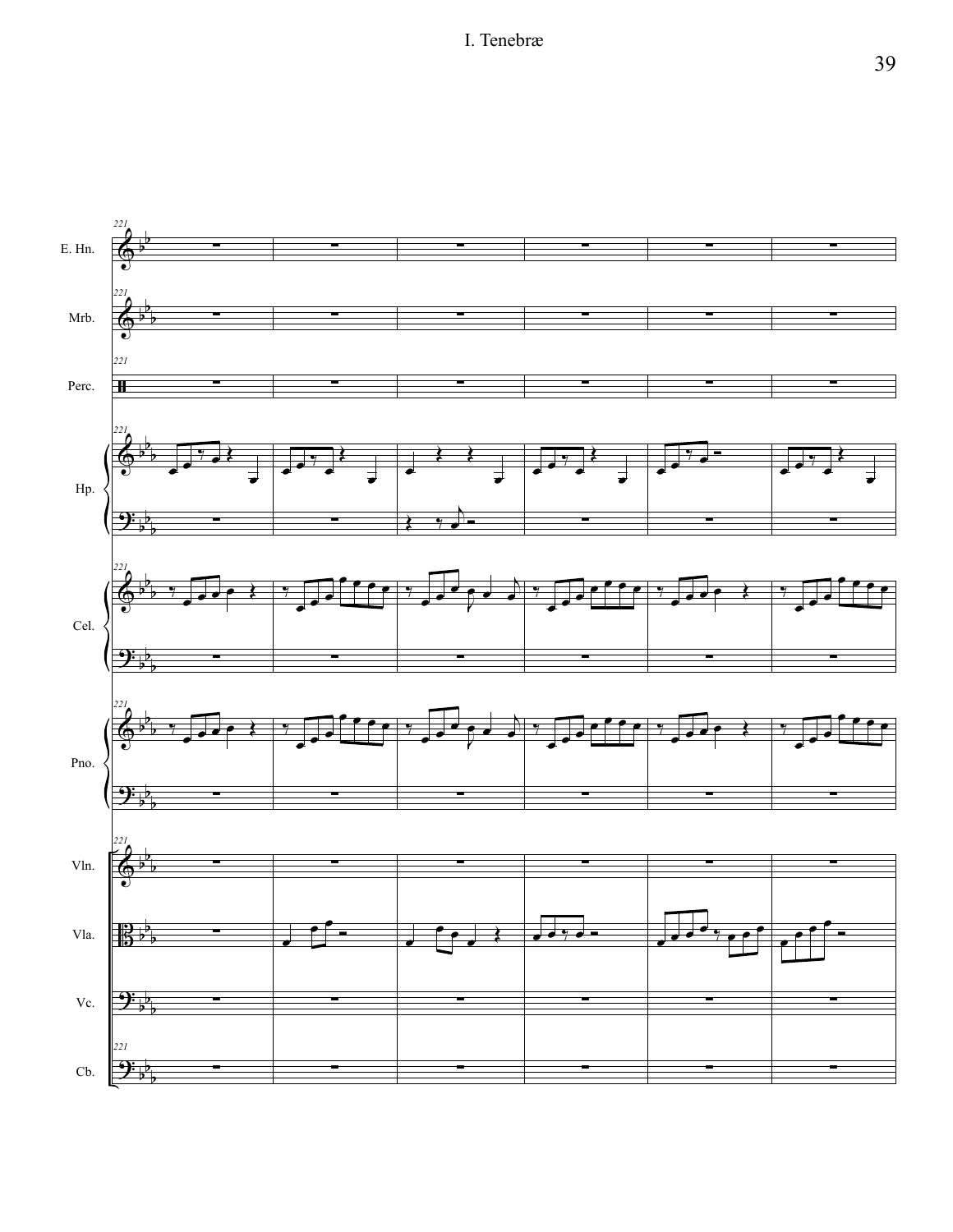221

E. Hn.

Mrb.

Perc.

Hp.

Cel.

Pno.

Vln.

Vla.

Vc.

Cb.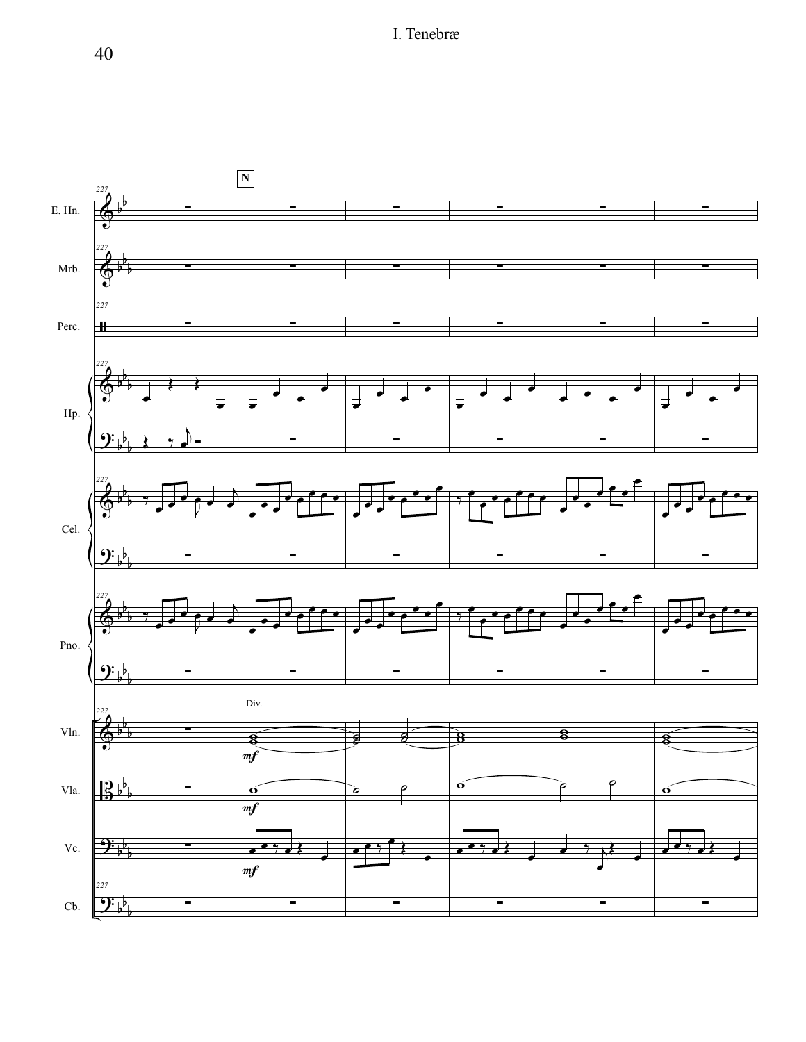I. Tenebræ

N

E. Hn.

Mrb.

Perc.

Hp.

Cel.

Pno.

Div.

Vln.

Vla.

Vc.

Cb.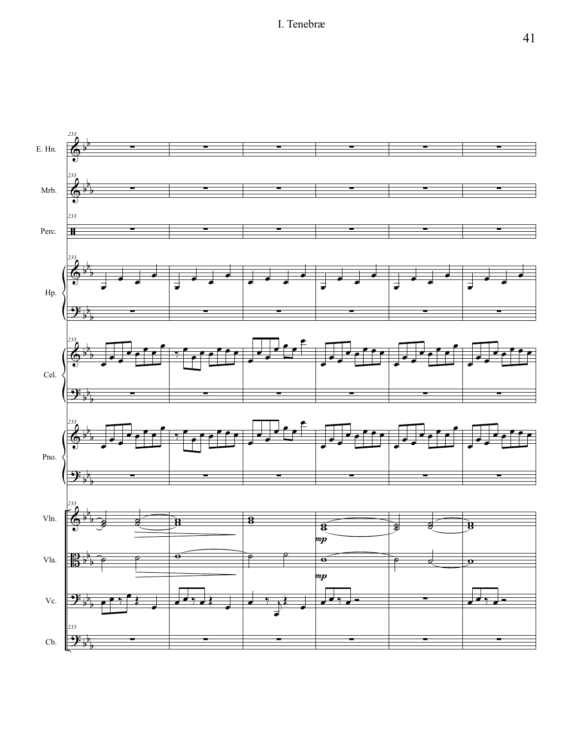E. Hn.

Mrb.

Perc.

Hp.

Cel.

Pno.

Vln.

Vla.

Vc.

Cb.

233

*mp*

*mp*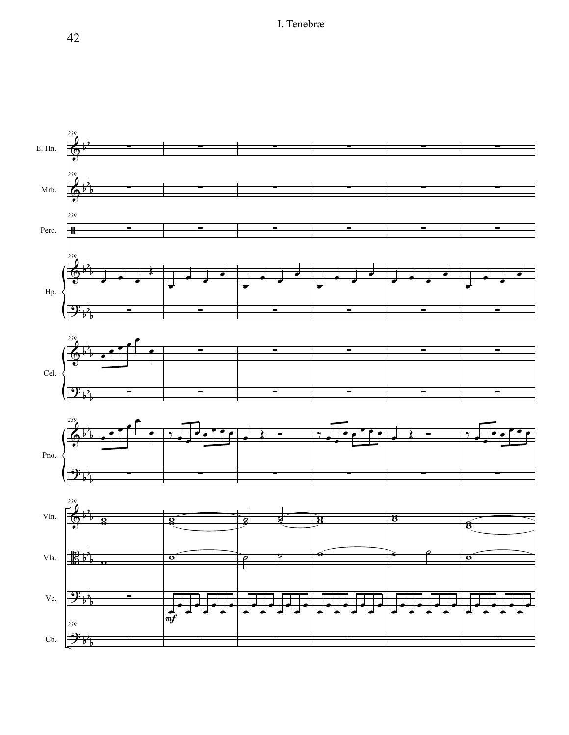I. Tenebræ

E. Hn.

Mrb.

Perc.

Hp.

Cel.

Pno.

Vln.

Vla.

Vc.

Cb.

*mf*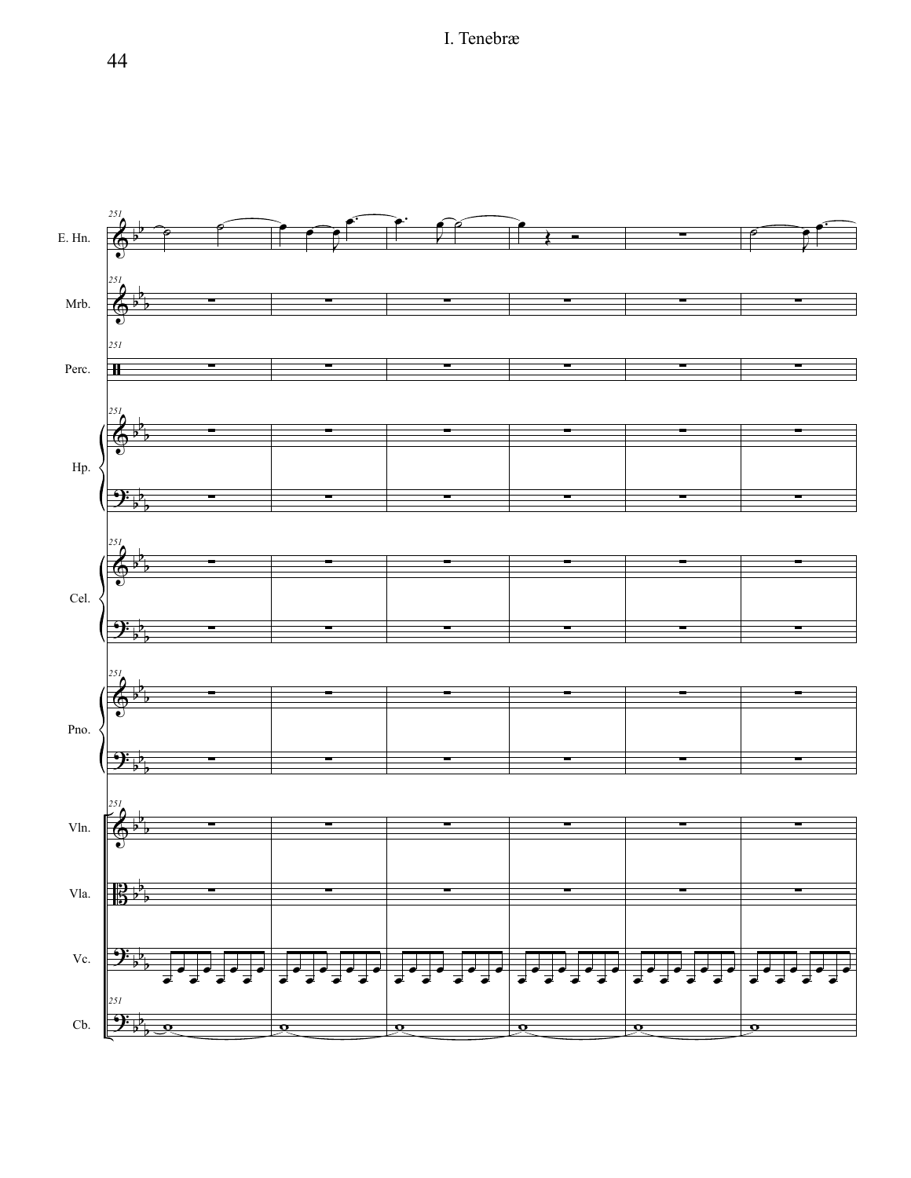I. Tenebræ

E. Hn.

Mrb.

Perc.

Hp.

Cel.

Pno.

Vln.

Vla.

Vc.

Cb.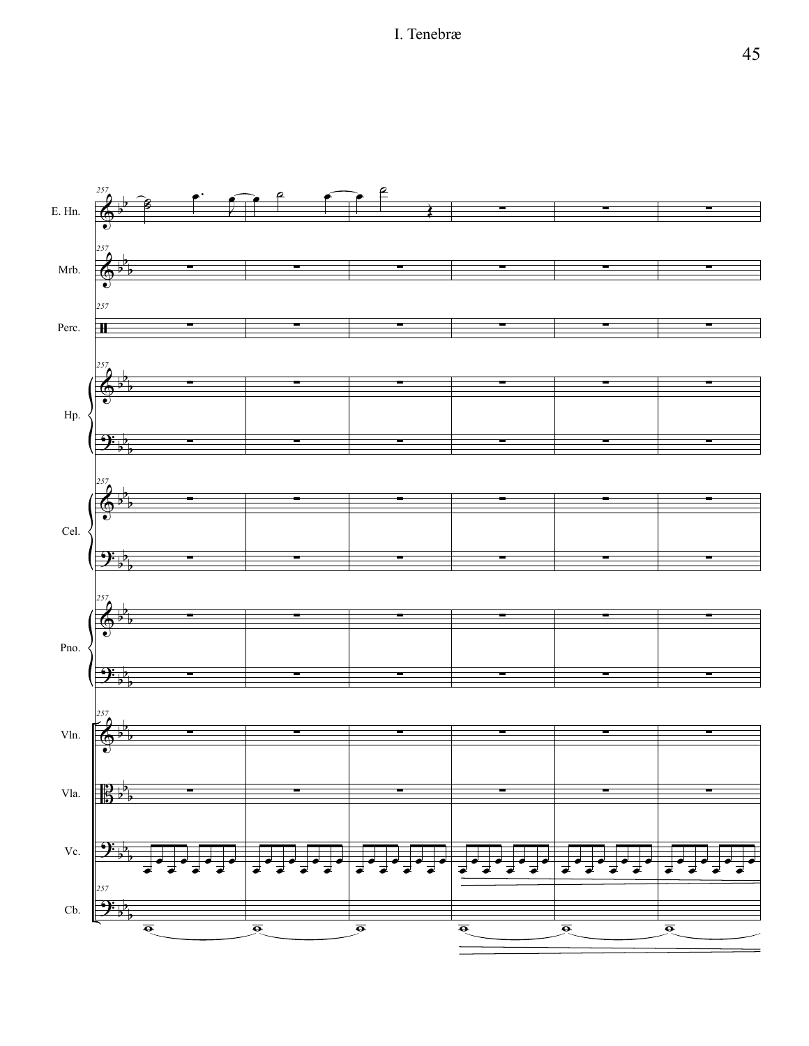I. Tenebræ

E. Hn.

Mrb.

Perc.

Hp.

Cel.

Pno.

Vln.

Vla.

Vc.

Cb.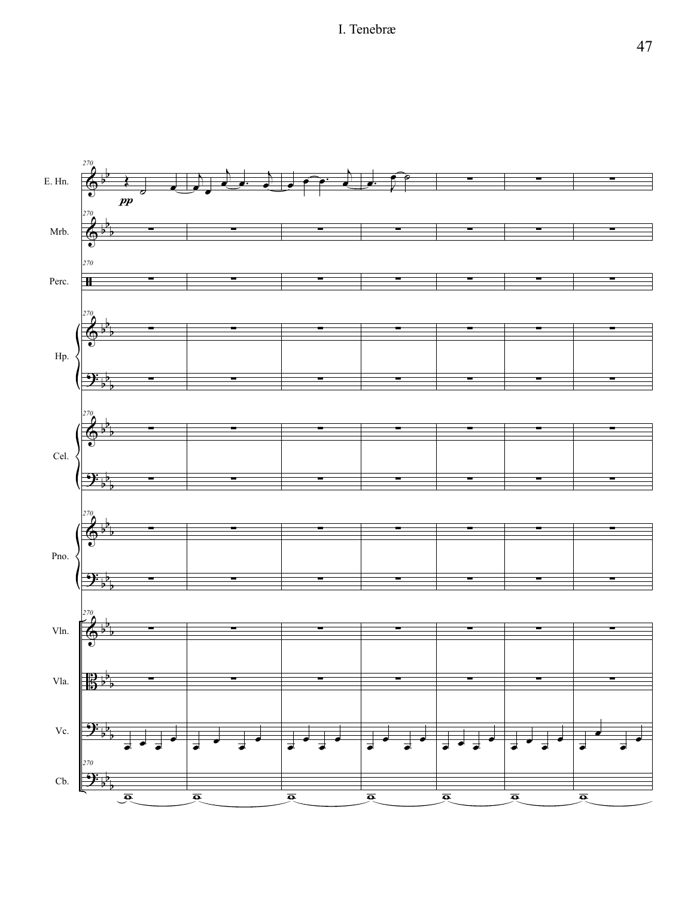E. Hn.

Mrb.

Perc.

Hp.

Cel.

Pno.

Vln.

Vla.

Vc.

Cb.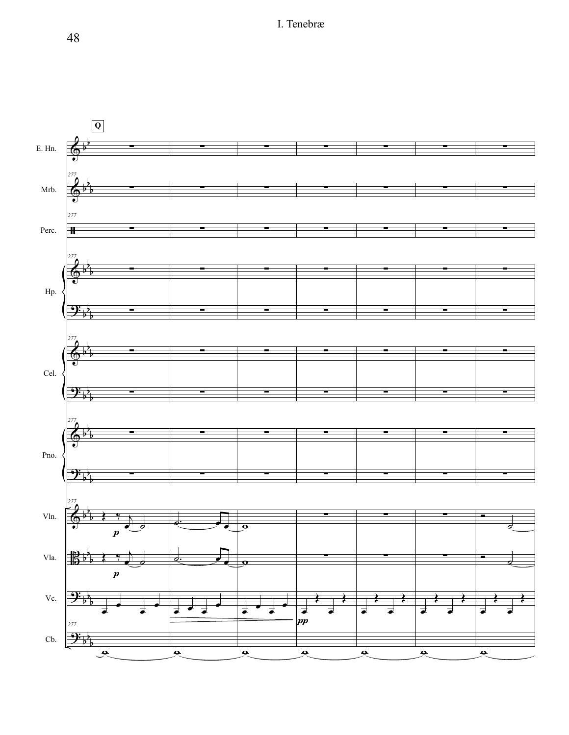# I. Tenebræ

**Q**

E. Hn.

Mrb.

Perc.

Hp.

Cel.

Pno.

Vln.

Vla.

Vc.

Cb.

*p*

*p*

*pp*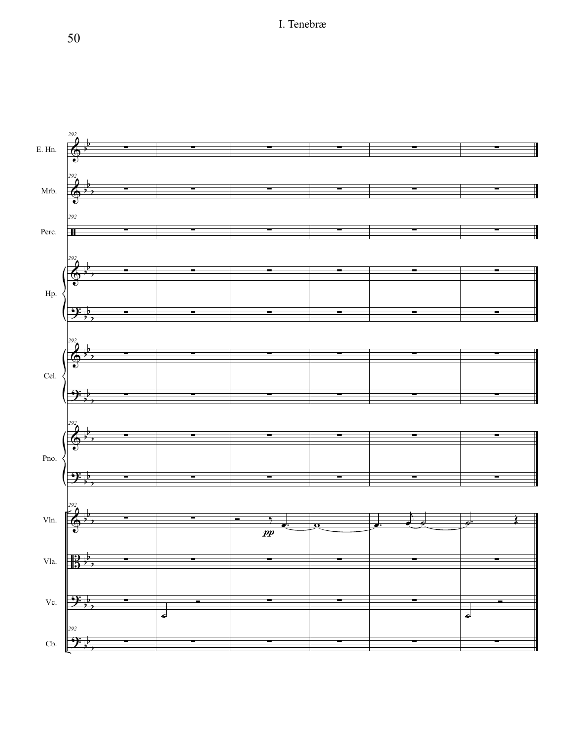292

E. Hn.

Mrb.

Perc.

Hp.

Cel.

Pno.

Vln.

*pp*

Vla.

Vc.

Cb.